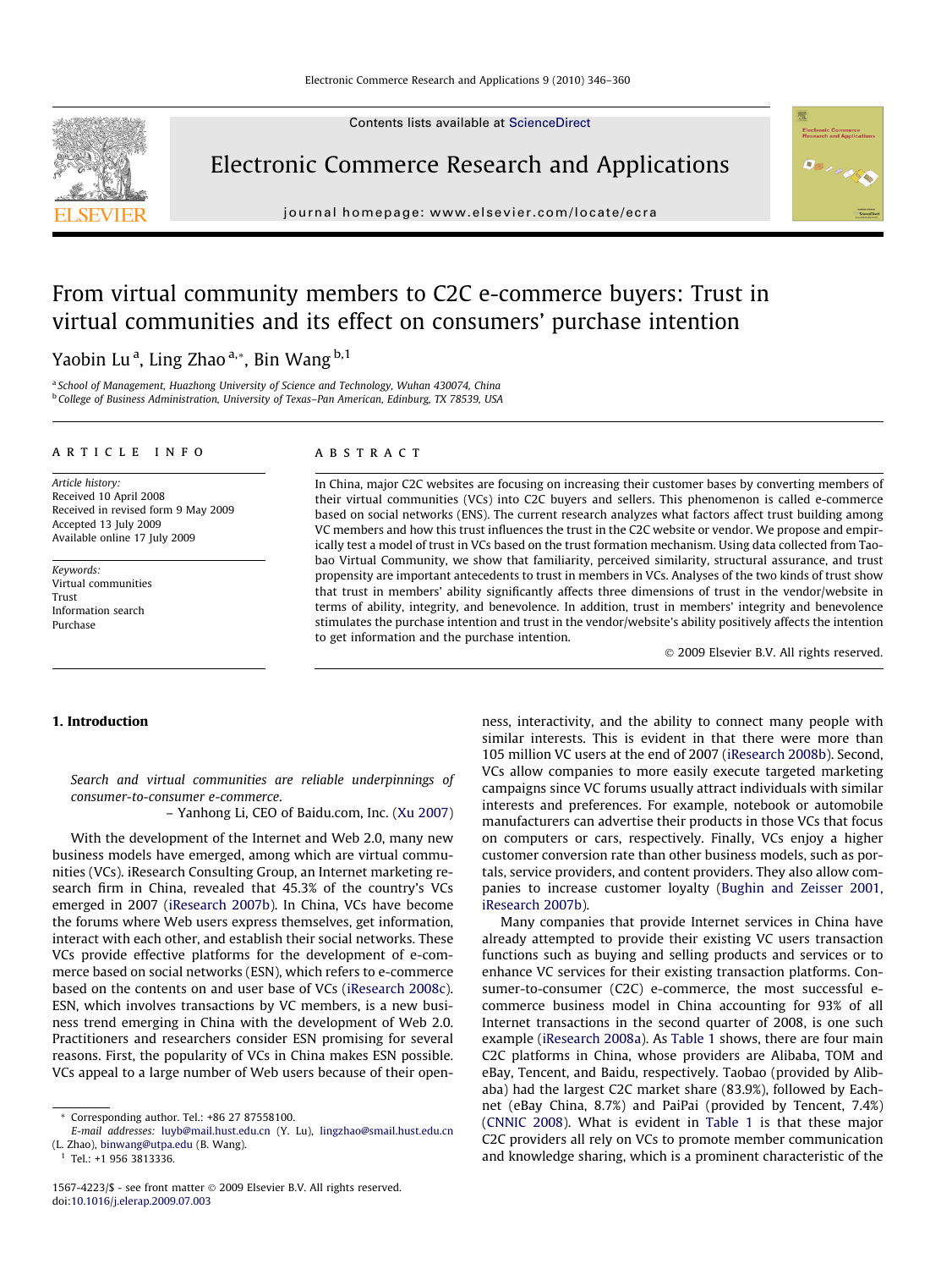# From virtual community members to C2C e-commerce buyers: Trust in virtual communities and its effect on consumers' purchase intention

Yaobin Lu [a], Ling Zhao [a,*], Bin Wang [b,1]

[a] School of Management, Huazhong University of Science and Technology, Wuhan 430074, China
[b] College of Business Administration, University of Texas–Pan American, Edinburg, TX 78539, USA

## ARTICLE INFO

*Article history:*
Received 10 April 2008
Received in revised form 9 May 2009
Accepted 13 July 2009
Available online 17 July 2009

*Keywords:*
Virtual communities
Trust
Information search
Purchase

## ABSTRACT

In China, major C2C websites are focusing on increasing their customer bases by converting members of their virtual communities (VCs) into C2C buyers and sellers. This phenomenon is called e-commerce based on social networks (ENS). The current research analyzes what factors affect trust building among VC members and how this trust influences the trust in the C2C website or vendor. We propose and empirically test a model of trust in VCs based on the trust formation mechanism. Using data collected from Taobao Virtual Community, we show that familiarity, perceived similarity, structural assurance, and trust propensity are important antecedents to trust in members in VCs. Analyses of the two kinds of trust show that trust in members' ability significantly affects three dimensions of trust in the vendor/website in terms of ability, integrity, and benevolence. In addition, trust in members' integrity and benevolence stimulates the purchase intention and trust in the vendor/website's ability positively affects the intention to get information and the purchase intention.

© 2009 Elsevier B.V. All rights reserved.

## 1. Introduction

*Search and virtual communities are reliable underpinnings of consumer-to-consumer e-commerce.*

– Yanhong Li, CEO of Baidu.com, Inc. (Xu 2007)

With the development of the Internet and Web 2.0, many new business models have emerged, among which are virtual communities (VCs). iResearch Consulting Group, an Internet marketing research firm in China, revealed that 45.3% of the country's VCs emerged in 2007 (iResearch 2007b). In China, VCs have become the forums where Web users express themselves, get information, interact with each other, and establish their social networks. These VCs provide effective platforms for the development of e-commerce based on social networks (ESN), which refers to e-commerce based on the contents on and user base of VCs (iResearch 2008c). ESN, which involves transactions by VC members, is a new business trend emerging in China with the development of Web 2.0. Practitioners and researchers consider ESN promising for several reasons. First, the popularity of VCs in China makes ESN possible. VCs appeal to a large number of Web users because of their openness, interactivity, and the ability to connect many people with similar interests. This is evident in that there were more than 105 million VC users at the end of 2007 (iResearch 2008b). Second, VCs allow companies to more easily execute targeted marketing campaigns since VC forums usually attract individuals with similar interests and preferences. For example, notebook or automobile manufacturers can advertise their products in those VCs that focus on computers or cars, respectively. Finally, VCs enjoy a higher customer conversion rate than other business models, such as portals, service providers, and content providers. They also allow companies to increase customer loyalty (Bughin and Zeisser 2001, iResearch 2007b).

Many companies that provide Internet services in China have already attempted to provide their existing VC users transaction functions such as buying and selling products and services or to enhance VC services for their existing transaction platforms. Consumer-to-consumer (C2C) e-commerce, the most successful e-commerce business model in China accounting for 93% of all Internet transactions in the second quarter of 2008, is one such example (iResearch 2008a). As Table 1 shows, there are four main C2C platforms in China, whose providers are Alibaba, TOM and eBay, Tencent, and Baidu, respectively. Taobao (provided by Alibaba) had the largest C2C market share (83.9%), followed by Eachnet (eBay China, 8.7%) and PaiPai (provided by Tencent, 7.4%) (CNNIC 2008). What is evident in Table 1 is that these major C2C providers all rely on VCs to promote member communication and knowledge sharing, which is a prominent characteristic of the

---

* Corresponding author. Tel.: +86 27 87558100.
*E-mail addresses:* luyb@mail.hust.edu.cn (Y. Lu), lingzhao@smail.hust.edu.cn (L. Zhao), binwang@utpa.edu (B. Wang).
[1] Tel.: +1 956 3813336.

1567-4223/$ - see front matter © 2009 Elsevier B.V. All rights reserved.
doi:10.1016/j.elerap.2009.07.003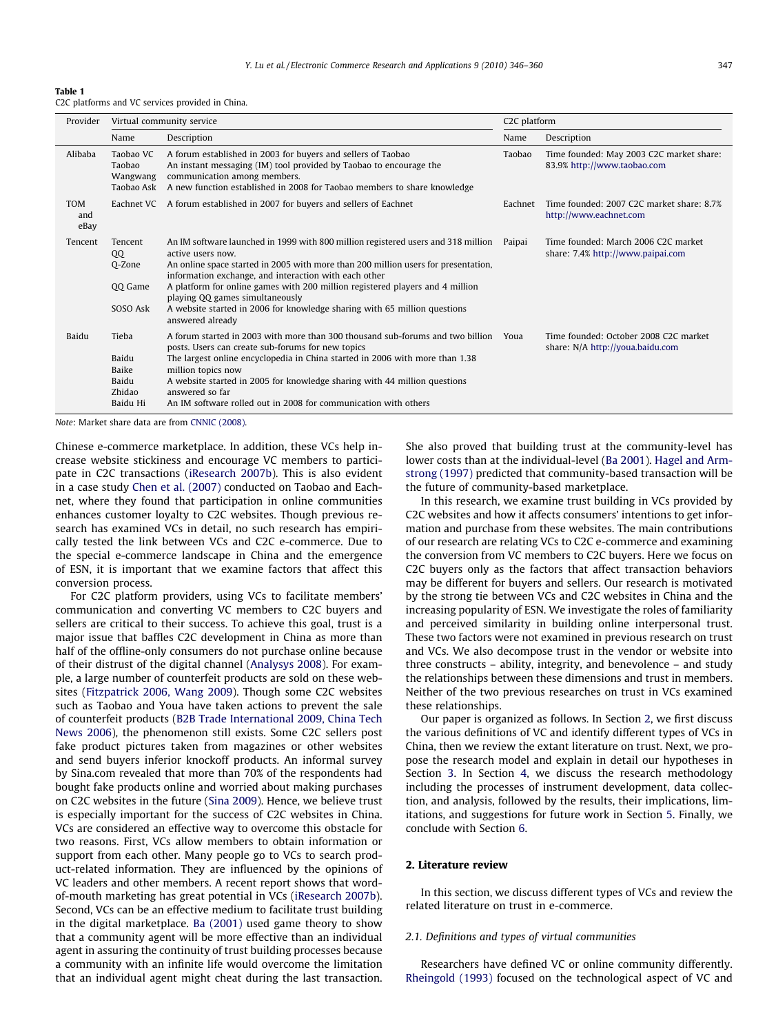**Table 1**
C2C platforms and VC services provided in China.

| Provider | Virtual community service | | C2C platform | |
|---|---|---|---|---|
| | Name | Description | Name | Description |
| Alibaba | Taobao VC | A forum established in 2003 for buyers and sellers of Taobao | Taobao | Time founded: May 2003 C2C market share: 83.9% http://www.taobao.com |
| | Taobao Wangwang | An instant messaging (IM) tool provided by Taobao to encourage the communication among members. | | |
| | Taobao Ask | A new function established in 2008 for Taobao members to share knowledge | | |
| TOM and eBay | Eachnet VC | A forum established in 2007 for buyers and sellers of Eachnet | Eachnet | Time founded: 2007 C2C market share: 8.7% http://www.eachnet.com |
| Tencent | Tencent QQ | An IM software launched in 1999 with 800 million registered users and 318 million active users now. | Paipai | Time founded: March 2006 C2C market share: 7.4% http://www.paipai.com |
| | Q-Zone | An online space started in 2005 with more than 200 million users for presentation, information exchange, and interaction with each other | | |
| | QQ Game | A platform for online games with 200 million registered players and 4 million playing QQ games simultaneously | | |
| | SOSO Ask | A website started in 2006 for knowledge sharing with 65 million questions answered already | | |
| Baidu | Tieba | A forum started in 2003 with more than 300 thousand sub-forums and two billion posts. Users can create sub-forums for new topics | Youa | Time founded: October 2008 C2C market share: N/A http://youa.baidu.com |
| | Baidu Baike | The largest online encyclopedia in China started in 2006 with more than 1.38 million topics now | | |
| | Baidu Zhidao | A website started in 2005 for knowledge sharing with 44 million questions answered so far | | |
| | Baidu Hi | An IM software rolled out in 2008 for communication with others | | |

*Note*: Market share data are from CNNIC (2008).

Chinese e-commerce marketplace. In addition, these VCs help increase website stickiness and encourage VC members to participate in C2C transactions (iResearch 2007b). This is also evident in a case study Chen et al. (2007) conducted on Taobao and Eachnet, where they found that participation in online communities enhances customer loyalty to C2C websites. Though previous research has examined VCs in detail, no such research has empirically tested the link between VCs and C2C e-commerce. Due to the special e-commerce landscape in China and the emergence of ESN, it is important that we examine factors that affect this conversion process.

For C2C platform providers, using VCs to facilitate members' communication and converting VC members to C2C buyers and sellers are critical to their success. To achieve this goal, trust is a major issue that baffles C2C development in China as more than half of the offline-only consumers do not purchase online because of their distrust of the digital channel (Analysys 2008). For example, a large number of counterfeit products are sold on these websites (Fitzpatrick 2006, Wang 2009). Though some C2C websites such as Taobao and Youa have taken actions to prevent the sale of counterfeit products (B2B Trade International 2009, China Tech News 2006), the phenomenon still exists. Some C2C sellers post fake product pictures taken from magazines or other websites and send buyers inferior knockoff products. An informal survey by Sina.com revealed that more than 70% of the respondents had bought fake products online and worried about making purchases on C2C websites in the future (Sina 2009). Hence, we believe trust is especially important for the success of C2C websites in China. VCs are considered an effective way to overcome this obstacle for two reasons. First, VCs allow members to obtain information or support from each other. Many people go to VCs to search product-related information. They are influenced by the opinions of VC leaders and other members. A recent report shows that word-of-mouth marketing has great potential in VCs (iResearch 2007b). Second, VCs can be an effective medium to facilitate trust building in the digital marketplace. Ba (2001) used game theory to show that a community agent will be more effective than an individual agent in assuring the continuity of trust building processes because a community with an infinite life would overcome the limitation that an individual agent might cheat during the last transaction. She also proved that building trust at the community-level has lower costs than at the individual-level (Ba 2001). Hagel and Armstrong (1997) predicted that community-based transaction will be the future of community-based marketplace.

In this research, we examine trust building in VCs provided by C2C websites and how it affects consumers' intentions to get information and purchase from these websites. The main contributions of our research are relating VCs to C2C e-commerce and examining the conversion from VC members to C2C buyers. Here we focus on C2C buyers only as the factors that affect transaction behaviors may be different for buyers and sellers. Our research is motivated by the strong tie between VCs and C2C websites in China and the increasing popularity of ESN. We investigate the roles of familiarity and perceived similarity in building online interpersonal trust. These two factors were not examined in previous research on trust and VCs. We also decompose trust in the vendor or website into three constructs – ability, integrity, and benevolence – and study the relationships between these dimensions and trust in members. Neither of the two previous researches on trust in VCs examined these relationships.

Our paper is organized as follows. In Section 2, we first discuss the various definitions of VC and identify different types of VCs in China, then we review the extant literature on trust. Next, we propose the research model and explain in detail our hypotheses in Section 3. In Section 4, we discuss the research methodology including the processes of instrument development, data collection, and analysis, followed by the results, their implications, limitations, and suggestions for future work in Section 5. Finally, we conclude with Section 6.

## 2. Literature review

In this section, we discuss different types of VCs and review the related literature on trust in e-commerce.

### 2.1. Definitions and types of virtual communities

Researchers have defined VC or online community differently. Rheingold (1993) focused on the technological aspect of VC and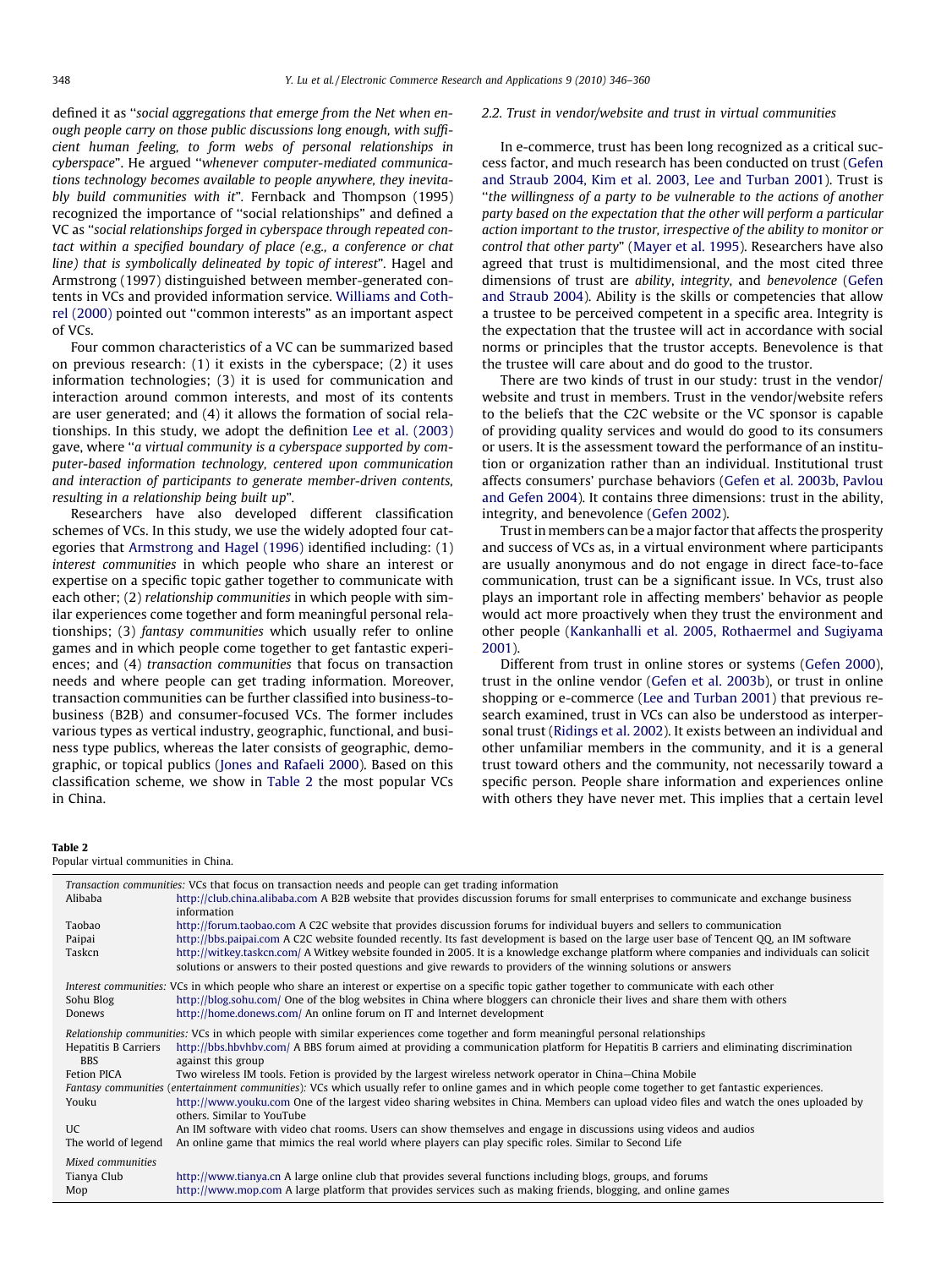defined it as "*social aggregations that emerge from the Net when enough people carry on those public discussions long enough, with sufficient human feeling, to form webs of personal relationships in cyberspace*". He argued "*whenever computer-mediated communications technology becomes available to people anywhere, they inevitably build communities with it*". Fernback and Thompson (1995) recognized the importance of "social relationships" and defined a VC as "*social relationships forged in cyberspace through repeated contact within a specified boundary of place (e.g., a conference or chat line) that is symbolically delineated by topic of interest*". Hagel and Armstrong (1997) distinguished between member-generated contents in VCs and provided information service. Williams and Cothrel (2000) pointed out "common interests" as an important aspect of VCs.

Four common characteristics of a VC can be summarized based on previous research: (1) it exists in the cyberspace; (2) it uses information technologies; (3) it is used for communication and interaction around common interests, and most of its contents are user generated; and (4) it allows the formation of social relationships. In this study, we adopt the definition Lee et al. (2003) gave, where "*a virtual community is a cyberspace supported by computer-based information technology, centered upon communication and interaction of participants to generate member-driven contents, resulting in a relationship being built up*".

Researchers have also developed different classification schemes of VCs. In this study, we use the widely adopted four categories that Armstrong and Hagel (1996) identified including: (1) *interest communities* in which people who share an interest or expertise on a specific topic gather together to communicate with each other; (2) *relationship communities* in which people with similar experiences come together and form meaningful personal relationships; (3) *fantasy communities* which usually refer to online games and in which people come together to get fantastic experiences; and (4) *transaction communities* that focus on transaction needs and where people can get trading information. Moreover, transaction communities can be further classified into business-to-business (B2B) and consumer-focused VCs. The former includes various types as vertical industry, geographic, functional, and business type publics, whereas the later consists of geographic, demographic, or topical publics (Jones and Rafaeli 2000). Based on this classification scheme, we show in Table 2 the most popular VCs in China.

### 2.2. Trust in vendor/website and trust in virtual communities

In e-commerce, trust has been long recognized as a critical success factor, and much research has been conducted on trust (Gefen and Straub 2004, Kim et al. 2003, Lee and Turban 2001). Trust is "*the willingness of a party to be vulnerable to the actions of another party based on the expectation that the other will perform a particular action important to the trustor, irrespective of the ability to monitor or control that other party*" (Mayer et al. 1995). Researchers have also agreed that trust is multidimensional, and the most cited three dimensions of trust are *ability*, *integrity*, and *benevolence* (Gefen and Straub 2004). Ability is the skills or competencies that allow a trustee to be perceived competent in a specific area. Integrity is the expectation that the trustee will act in accordance with social norms or principles that the trustor accepts. Benevolence is that the trustee will care about and do good to the trustor.

There are two kinds of trust in our study: trust in the vendor/website and trust in members. Trust in the vendor/website refers to the beliefs that the C2C website or the VC sponsor is capable of providing quality services and would do good to its consumers or users. It is the assessment toward the performance of an institution or organization rather than an individual. Institutional trust affects consumers' purchase behaviors (Gefen et al. 2003b, Pavlou and Gefen 2004). It contains three dimensions: trust in the ability, integrity, and benevolence (Gefen 2002).

Trust in members can be a major factor that affects the prosperity and success of VCs as, in a virtual environment where participants are usually anonymous and do not engage in direct face-to-face communication, trust can be a significant issue. In VCs, trust also plays an important role in affecting members' behavior as people would act more proactively when they trust the environment and other people (Kankanhalli et al. 2005, Rothaermel and Sugiyama 2001).

Different from trust in online stores or systems (Gefen 2000), trust in the online vendor (Gefen et al. 2003b), or trust in online shopping or e-commerce (Lee and Turban 2001) that previous research examined, trust in VCs can also be understood as interpersonal trust (Ridings et al. 2002). It exists between an individual and other unfamiliar members in the community, and it is a general trust toward others and the community, not necessarily toward a specific person. People share information and experiences online with others they have never met. This implies that a certain level

**Table 2**
Popular virtual communities in China.

| | |
|---|---|
| *Transaction communities:* VCs that focus on transaction needs and people can get trading information | |
| Alibaba | http://club.china.alibaba.com A B2B website that provides discussion forums for small enterprises to communicate and exchange business information |
| Taobao | http://forum.taobao.com A C2C website that provides discussion forums for individual buyers and sellers to communication |
| Paipai | http://bbs.paipai.com A C2C website founded recently. Its fast development is based on the large user base of Tencent QQ, an IM software |
| Taskcn | http://witkey.taskcn.com/ A Witkey website founded in 2005. It is a knowledge exchange platform where companies and individuals can solicit solutions or answers to their posted questions and give rewards to providers of the winning solutions or answers |
| *Interest communities:* VCs in which people who share an interest or expertise on a specific topic gather together to communicate with each other | |
| Sohu Blog | http://blog.sohu.com/ One of the blog websites in China where bloggers can chronicle their lives and share them with others |
| Donews | http://home.donews.com/ An online forum on IT and Internet development |
| *Relationship communities:* VCs in which people with similar experiences come together and form meaningful personal relationships | |
| Hepatitis B Carriers BBS | http://bbs.hbvhbv.com/ A BBS forum aimed at providing a communication platform for Hepatitis B carriers and eliminating discrimination against this group |
| Fetion PICA | Two wireless IM tools. Fetion is provided by the largest wireless network operator in China—China Mobile |
| *Fantasy communities (entertainment communities):* VCs which usually refer to online games and in which people come together to get fantastic experiences. | |
| Youku | http://www.youku.com One of the largest video sharing websites in China. Members can upload video files and watch the ones uploaded by others. Similar to YouTube |
| UC | An IM software with video chat rooms. Users can show themselves and engage in discussions using videos and audios |
| The world of legend | An online game that mimics the real world where players can play specific roles. Similar to Second Life |
| *Mixed communities* | |
| Tianya Club | http://www.tianya.cn A large online club that provides several functions including blogs, groups, and forums |
| Mop | http://www.mop.com A large platform that provides services such as making friends, blogging, and online games |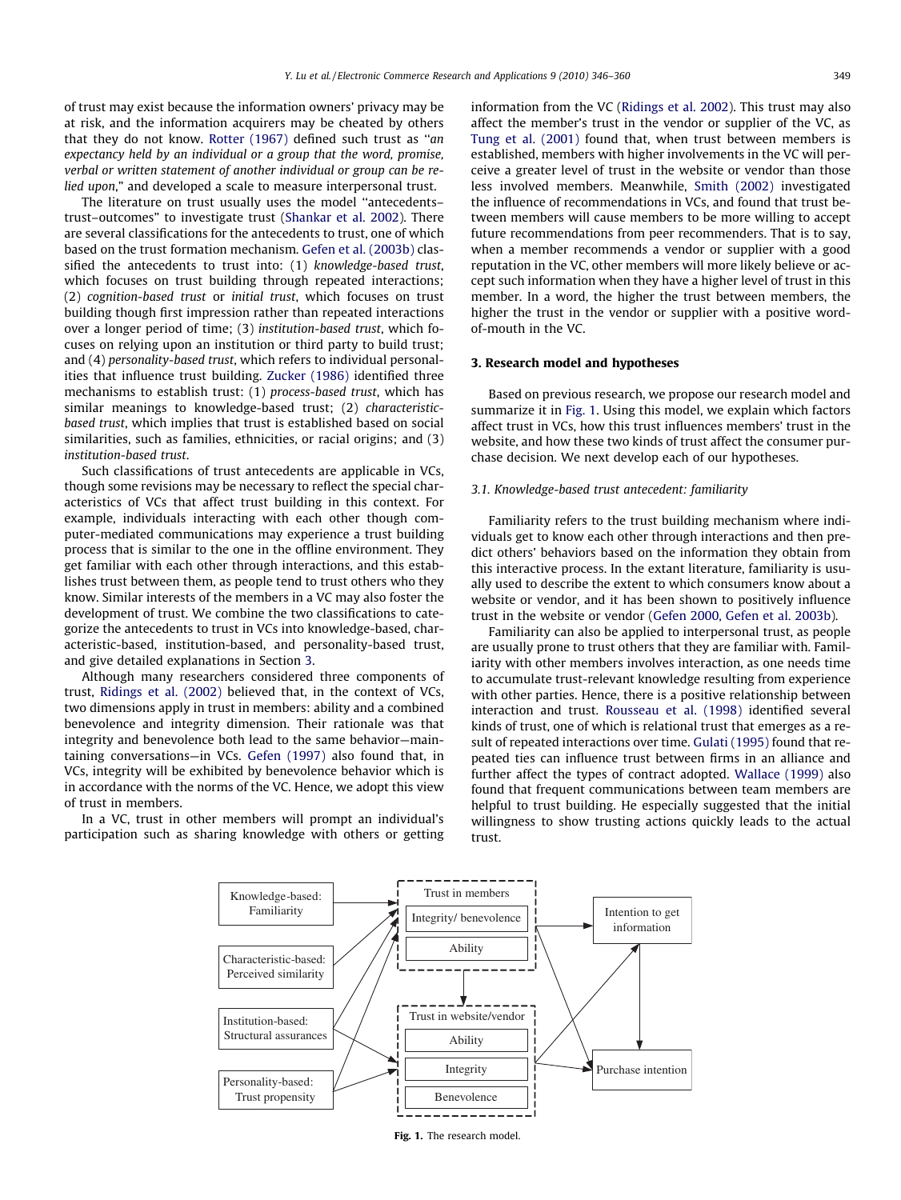of trust may exist because the information owners' privacy may be at risk, and the information acquirers may be cheated by others that they do not know. Rotter (1967) defined such trust as "*an expectancy held by an individual or a group that the word, promise, verbal or written statement of another individual or group can be relied upon*," and developed a scale to measure interpersonal trust.

The literature on trust usually uses the model "antecedents–trust–outcomes" to investigate trust (Shankar et al. 2002). There are several classifications for the antecedents to trust, one of which based on the trust formation mechanism. Gefen et al. (2003b) classified the antecedents to trust into: (1) *knowledge-based trust*, which focuses on trust building through repeated interactions; (2) *cognition-based trust* or *initial trust*, which focuses on trust building though first impression rather than repeated interactions over a longer period of time; (3) *institution-based trust*, which focuses on relying upon an institution or third party to build trust; and (4) *personality-based trust*, which refers to individual personalities that influence trust building. Zucker (1986) identified three mechanisms to establish trust: (1) *process-based trust*, which has similar meanings to knowledge-based trust; (2) *characteristic-based trust*, which implies that trust is established based on social similarities, such as families, ethnicities, or racial origins; and (3) *institution-based trust*.

Such classifications of trust antecedents are applicable in VCs, though some revisions may be necessary to reflect the special characteristics of VCs that affect trust building in this context. For example, individuals interacting with each other though computer-mediated communications may experience a trust building process that is similar to the one in the offline environment. They get familiar with each other through interactions, and this establishes trust between them, as people tend to trust others who they know. Similar interests of the members in a VC may also foster the development of trust. We combine the two classifications to categorize the antecedents to trust in VCs into knowledge-based, characteristic-based, institution-based, and personality-based trust, and give detailed explanations in Section 3.

Although many researchers considered three components of trust, Ridings et al. (2002) believed that, in the context of VCs, two dimensions apply in trust in members: ability and a combined benevolence and integrity dimension. Their rationale was that integrity and benevolence both lead to the same behavior—maintaining conversations—in VCs. Gefen (1997) also found that, in VCs, integrity will be exhibited by benevolence behavior which is in accordance with the norms of the VC. Hence, we adopt this view of trust in members.

In a VC, trust in other members will prompt an individual's participation such as sharing knowledge with others or getting information from the VC (Ridings et al. 2002). This trust may also affect the member's trust in the vendor or supplier of the VC, as Tung et al. (2001) found that, when trust between members is established, members with higher involvements in the VC will perceive a greater level of trust in the website or vendor than those less involved members. Meanwhile, Smith (2002) investigated the influence of recommendations in VCs, and found that trust between members will cause members to be more willing to accept future recommendations from peer recommenders. That is to say, when a member recommends a vendor or supplier with a good reputation in the VC, other members will more likely believe or accept such information when they have a higher level of trust in this member. In a word, the higher the trust between members, the higher the trust in the vendor or supplier with a positive word-of-mouth in the VC.

## 3. Research model and hypotheses

Based on previous research, we propose our research model and summarize it in Fig. 1. Using this model, we explain which factors affect trust in VCs, how this trust influences members' trust in the website, and how these two kinds of trust affect the consumer purchase decision. We next develop each of our hypotheses.

### 3.1. Knowledge-based trust antecedent: familiarity

Familiarity refers to the trust building mechanism where individuals get to know each other through interactions and then predict others' behaviors based on the information they obtain from this interactive process. In the extant literature, familiarity is usually used to describe the extent to which consumers know about a website or vendor, and it has been shown to positively influence trust in the website or vendor (Gefen 2000, Gefen et al. 2003b).

Familiarity can also be applied to interpersonal trust, as people are usually prone to trust others that they are familiar with. Familiarity with other members involves interaction, as one needs time to accumulate trust-relevant knowledge resulting from experience with other parties. Hence, there is a positive relationship between interaction and trust. Rousseau et al. (1998) identified several kinds of trust, one of which is relational trust that emerges as a result of repeated interactions over time. Gulati (1995) found that repeated ties can influence trust between firms in an alliance and further affect the types of contract adopted. Wallace (1999) also found that frequent communications between team members are helpful to trust building. He especially suggested that the initial willingness to show trusting actions quickly leads to the actual trust.

Knowledge-based: Familiarity

Characteristic-based: Perceived similarity

Institution-based: Structural assurances

Personality-based: Trust propensity

Trust in members: Integrity/ benevolence; Ability

Trust in website/vendor: Ability; Integrity; Benevolence

Intention to get information

Purchase intention

**Fig. 1.** The research model.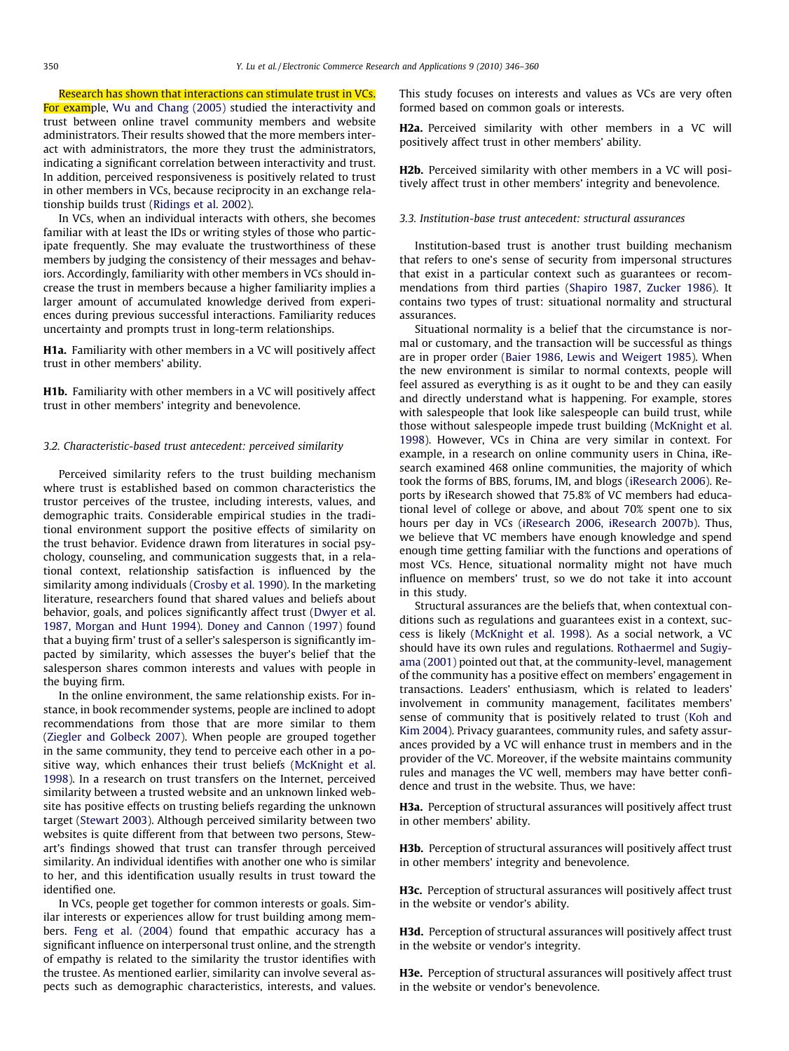Research has shown that interactions can stimulate trust in VCs. For example, Wu and Chang (2005) studied the interactivity and trust between online travel community members and website administrators. Their results showed that the more members interact with administrators, the more they trust the administrators, indicating a significant correlation between interactivity and trust. In addition, perceived responsiveness is positively related to trust in other members in VCs, because reciprocity in an exchange relationship builds trust (Ridings et al. 2002).

In VCs, when an individual interacts with others, she becomes familiar with at least the IDs or writing styles of those who participate frequently. She may evaluate the trustworthiness of these members by judging the consistency of their messages and behaviors. Accordingly, familiarity with other members in VCs should increase the trust in members because a higher familiarity implies a larger amount of accumulated knowledge derived from experiences during previous successful interactions. Familiarity reduces uncertainty and prompts trust in long-term relationships.

**H1a.** Familiarity with other members in a VC will positively affect trust in other members' ability.

**H1b.** Familiarity with other members in a VC will positively affect trust in other members' integrity and benevolence.

### 3.2. Characteristic-based trust antecedent: perceived similarity

Perceived similarity refers to the trust building mechanism where trust is established based on common characteristics the trustor perceives of the trustee, including interests, values, and demographic traits. Considerable empirical studies in the traditional environment support the positive effects of similarity on the trust behavior. Evidence drawn from literatures in social psychology, counseling, and communication suggests that, in a relational context, relationship satisfaction is influenced by the similarity among individuals (Crosby et al. 1990). In the marketing literature, researchers found that shared values and beliefs about behavior, goals, and polices significantly affect trust (Dwyer et al. 1987, Morgan and Hunt 1994). Doney and Cannon (1997) found that a buying firm' trust of a seller's salesperson is significantly impacted by similarity, which assesses the buyer's belief that the salesperson shares common interests and values with people in the buying firm.

In the online environment, the same relationship exists. For instance, in book recommender systems, people are inclined to adopt recommendations from those that are more similar to them (Ziegler and Golbeck 2007). When people are grouped together in the same community, they tend to perceive each other in a positive way, which enhances their trust beliefs (McKnight et al. 1998). In a research on trust transfers on the Internet, perceived similarity between a trusted website and an unknown linked website has positive effects on trusting beliefs regarding the unknown target (Stewart 2003). Although perceived similarity between two websites is quite different from that between two persons, Stewart's findings showed that trust can transfer through perceived similarity. An individual identifies with another one who is similar to her, and this identification usually results in trust toward the identified one.

In VCs, people get together for common interests or goals. Similar interests or experiences allow for trust building among members. Feng et al. (2004) found that empathic accuracy has a significant influence on interpersonal trust online, and the strength of empathy is related to the similarity the trustor identifies with the trustee. As mentioned earlier, similarity can involve several aspects such as demographic characteristics, interests, and values. This study focuses on interests and values as VCs are very often formed based on common goals or interests.

**H2a.** Perceived similarity with other members in a VC will positively affect trust in other members' ability.

**H2b.** Perceived similarity with other members in a VC will positively affect trust in other members' integrity and benevolence.

### 3.3. Institution-base trust antecedent: structural assurances

Institution-based trust is another trust building mechanism that refers to one's sense of security from impersonal structures that exist in a particular context such as guarantees or recommendations from third parties (Shapiro 1987, Zucker 1986). It contains two types of trust: situational normality and structural assurances.

Situational normality is a belief that the circumstance is normal or customary, and the transaction will be successful as things are in proper order (Baier 1986, Lewis and Weigert 1985). When the new environment is similar to normal contexts, people will feel assured as everything is as it ought to be and they can easily and directly understand what is happening. For example, stores with salespeople that look like salespeople can build trust, while those without salespeople impede trust building (McKnight et al. 1998). However, VCs in China are very similar in context. For example, in a research on online community users in China, iResearch examined 468 online communities, the majority of which took the forms of BBS, forums, IM, and blogs (iResearch 2006). Reports by iResearch showed that 75.8% of VC members had educational level of college or above, and about 70% spent one to six hours per day in VCs (iResearch 2006, iResearch 2007b). Thus, we believe that VC members have enough knowledge and spend enough time getting familiar with the functions and operations of most VCs. Hence, situational normality might not have much influence on members' trust, so we do not take it into account in this study.

Structural assurances are the beliefs that, when contextual conditions such as regulations and guarantees exist in a context, success is likely (McKnight et al. 1998). As a social network, a VC should have its own rules and regulations. Rothaermel and Sugiyama (2001) pointed out that, at the community-level, management of the community has a positive effect on members' engagement in transactions. Leaders' enthusiasm, which is related to leaders' involvement in community management, facilitates members' sense of community that is positively related to trust (Koh and Kim 2004). Privacy guarantees, community rules, and safety assurances provided by a VC will enhance trust in members and in the provider of the VC. Moreover, if the website maintains community rules and manages the VC well, members may have better confidence and trust in the website. Thus, we have:

**H3a.** Perception of structural assurances will positively affect trust in other members' ability.

**H3b.** Perception of structural assurances will positively affect trust in other members' integrity and benevolence.

**H3c.** Perception of structural assurances will positively affect trust in the website or vendor's ability.

**H3d.** Perception of structural assurances will positively affect trust in the website or vendor's integrity.

**H3e.** Perception of structural assurances will positively affect trust in the website or vendor's benevolence.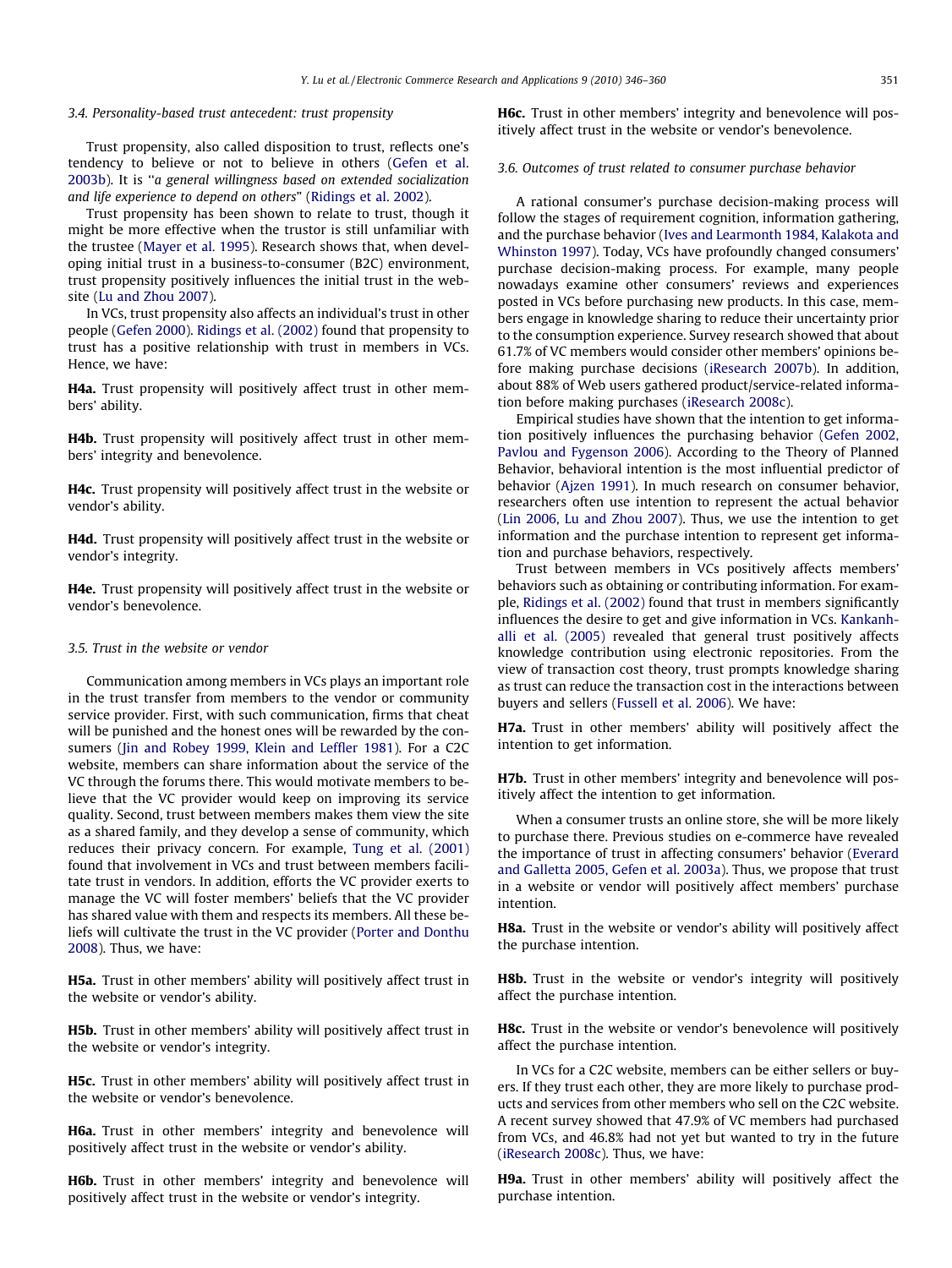### 3.4. Personality-based trust antecedent: trust propensity

Trust propensity, also called disposition to trust, reflects one's tendency to believe or not to believe in others (Gefen et al. 2003b). It is "*a general willingness based on extended socialization and life experience to depend on others*" (Ridings et al. 2002).

Trust propensity has been shown to relate to trust, though it might be more effective when the trustor is still unfamiliar with the trustee (Mayer et al. 1995). Research shows that, when developing initial trust in a business-to-consumer (B2C) environment, trust propensity positively influences the initial trust in the website (Lu and Zhou 2007).

In VCs, trust propensity also affects an individual's trust in other people (Gefen 2000). Ridings et al. (2002) found that propensity to trust has a positive relationship with trust in members in VCs. Hence, we have:

**H4a.** Trust propensity will positively affect trust in other members' ability.

**H4b.** Trust propensity will positively affect trust in other members' integrity and benevolence.

**H4c.** Trust propensity will positively affect trust in the website or vendor's ability.

**H4d.** Trust propensity will positively affect trust in the website or vendor's integrity.

**H4e.** Trust propensity will positively affect trust in the website or vendor's benevolence.

### 3.5. Trust in the website or vendor

Communication among members in VCs plays an important role in the trust transfer from members to the vendor or community service provider. First, with such communication, firms that cheat will be punished and the honest ones will be rewarded by the consumers (Jin and Robey 1999, Klein and Leffler 1981). For a C2C website, members can share information about the service of the VC through the forums there. This would motivate members to believe that the VC provider would keep on improving its service quality. Second, trust between members makes them view the site as a shared family, and they develop a sense of community, which reduces their privacy concern. For example, Tung et al. (2001) found that involvement in VCs and trust between members facilitate trust in vendors. In addition, efforts the VC provider exerts to manage the VC will foster members' beliefs that the VC provider has shared value with them and respects its members. All these beliefs will cultivate the trust in the VC provider (Porter and Donthu 2008). Thus, we have:

**H5a.** Trust in other members' ability will positively affect trust in the website or vendor's ability.

**H5b.** Trust in other members' ability will positively affect trust in the website or vendor's integrity.

**H5c.** Trust in other members' ability will positively affect trust in the website or vendor's benevolence.

**H6a.** Trust in other members' integrity and benevolence will positively affect trust in the website or vendor's ability.

**H6b.** Trust in other members' integrity and benevolence will positively affect trust in the website or vendor's integrity.

**H6c.** Trust in other members' integrity and benevolence will positively affect trust in the website or vendor's benevolence.

### 3.6. Outcomes of trust related to consumer purchase behavior

A rational consumer's purchase decision-making process will follow the stages of requirement cognition, information gathering, and the purchase behavior (Ives and Learmonth 1984, Kalakota and Whinston 1997). Today, VCs have profoundly changed consumers' purchase decision-making process. For example, many people nowadays examine other consumers' reviews and experiences posted in VCs before purchasing new products. In this case, members engage in knowledge sharing to reduce their uncertainty prior to the consumption experience. Survey research showed that about 61.7% of VC members would consider other members' opinions before making purchase decisions (iResearch 2007b). In addition, about 88% of Web users gathered product/service-related information before making purchases (iResearch 2008c).

Empirical studies have shown that the intention to get information positively influences the purchasing behavior (Gefen 2002, Pavlou and Fygenson 2006). According to the Theory of Planned Behavior, behavioral intention is the most influential predictor of behavior (Ajzen 1991). In much research on consumer behavior, researchers often use intention to represent the actual behavior (Lin 2006, Lu and Zhou 2007). Thus, we use the intention to get information and the purchase intention to represent get information and purchase behaviors, respectively.

Trust between members in VCs positively affects members' behaviors such as obtaining or contributing information. For example, Ridings et al. (2002) found that trust in members significantly influences the desire to get and give information in VCs. Kankanhalli et al. (2005) revealed that general trust positively affects knowledge contribution using electronic repositories. From the view of transaction cost theory, trust prompts knowledge sharing as trust can reduce the transaction cost in the interactions between buyers and sellers (Fussell et al. 2006). We have:

**H7a.** Trust in other members' ability will positively affect the intention to get information.

**H7b.** Trust in other members' integrity and benevolence will positively affect the intention to get information.

When a consumer trusts an online store, she will be more likely to purchase there. Previous studies on e-commerce have revealed the importance of trust in affecting consumers' behavior (Everard and Galletta 2005, Gefen et al. 2003a). Thus, we propose that trust in a website or vendor will positively affect members' purchase intention.

**H8a.** Trust in the website or vendor's ability will positively affect the purchase intention.

**H8b.** Trust in the website or vendor's integrity will positively affect the purchase intention.

**H8c.** Trust in the website or vendor's benevolence will positively affect the purchase intention.

In VCs for a C2C website, members can be either sellers or buyers. If they trust each other, they are more likely to purchase products and services from other members who sell on the C2C website. A recent survey showed that 47.9% of VC members had purchased from VCs, and 46.8% had not yet but wanted to try in the future (iResearch 2008c). Thus, we have:

**H9a.** Trust in other members' ability will positively affect the purchase intention.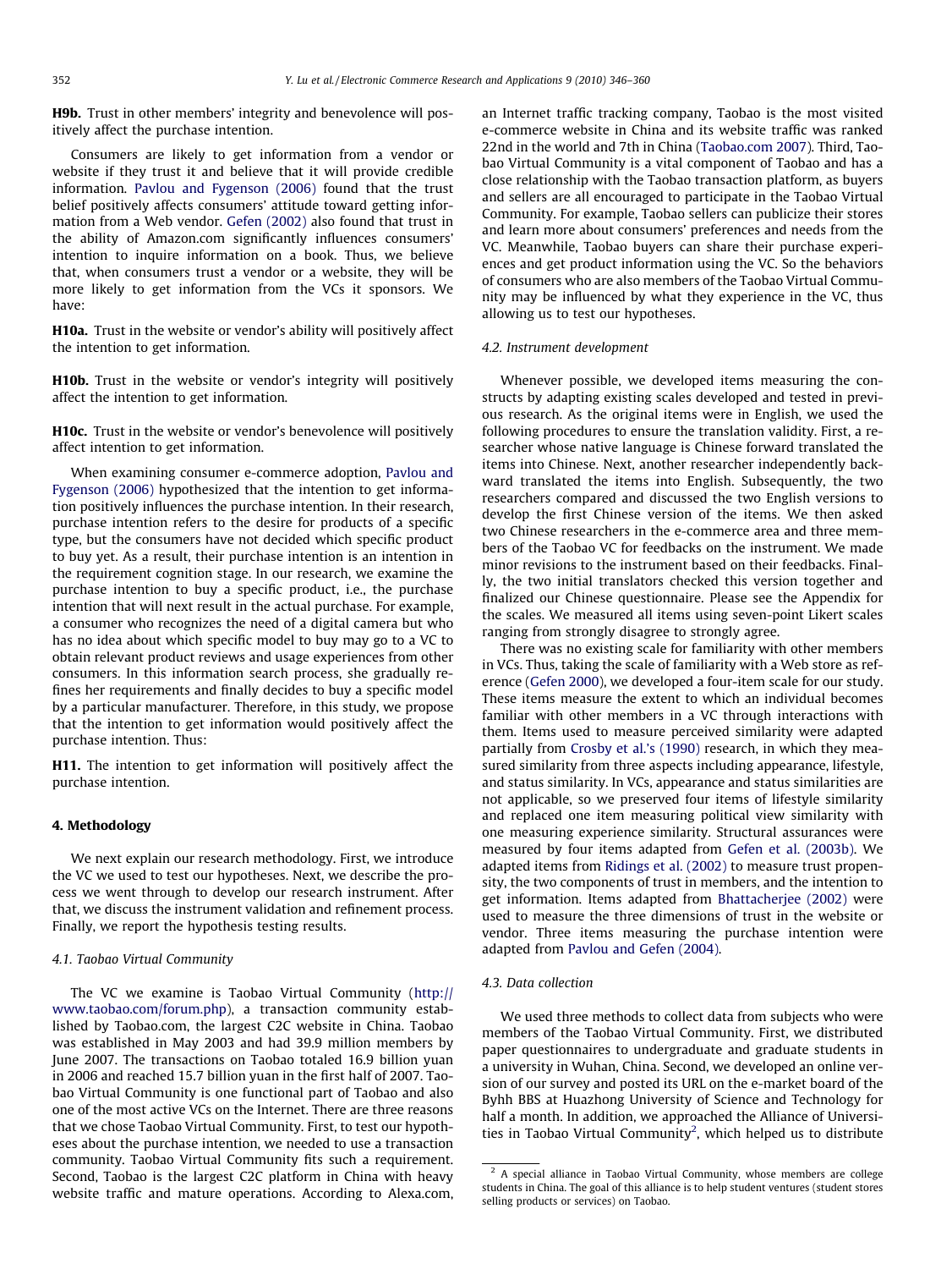**H9b.** Trust in other members' integrity and benevolence will positively affect the purchase intention.

Consumers are likely to get information from a vendor or website if they trust it and believe that it will provide credible information. Pavlou and Fygenson (2006) found that the trust belief positively affects consumers' attitude toward getting information from a Web vendor. Gefen (2002) also found that trust in the ability of Amazon.com significantly influences consumers' intention to inquire information on a book. Thus, we believe that, when consumers trust a vendor or a website, they will be more likely to get information from the VCs it sponsors. We have:

**H10a.** Trust in the website or vendor's ability will positively affect the intention to get information.

**H10b.** Trust in the website or vendor's integrity will positively affect the intention to get information.

**H10c.** Trust in the website or vendor's benevolence will positively affect intention to get information.

When examining consumer e-commerce adoption, Pavlou and Fygenson (2006) hypothesized that the intention to get information positively influences the purchase intention. In their research, purchase intention refers to the desire for products of a specific type, but the consumers have not decided which specific product to buy yet. As a result, their purchase intention is an intention in the requirement cognition stage. In our research, we examine the purchase intention to buy a specific product, i.e., the purchase intention that will next result in the actual purchase. For example, a consumer who recognizes the need of a digital camera but who has no idea about which specific model to buy may go to a VC to obtain relevant product reviews and usage experiences from other consumers. In this information search process, she gradually refines her requirements and finally decides to buy a specific model by a particular manufacturer. Therefore, in this study, we propose that the intention to get information would positively affect the purchase intention. Thus:

**H11.** The intention to get information will positively affect the purchase intention.

## 4. Methodology

We next explain our research methodology. First, we introduce the VC we used to test our hypotheses. Next, we describe the process we went through to develop our research instrument. After that, we discuss the instrument validation and refinement process. Finally, we report the hypothesis testing results.

### 4.1. Taobao Virtual Community

The VC we examine is Taobao Virtual Community (http://www.taobao.com/forum.php), a transaction community established by Taobao.com, the largest C2C website in China. Taobao was established in May 2003 and had 39.9 million members by June 2007. The transactions on Taobao totaled 16.9 billion yuan in 2006 and reached 15.7 billion yuan in the first half of 2007. Taobao Virtual Community is one functional part of Taobao and also one of the most active VCs on the Internet. There are three reasons that we chose Taobao Virtual Community. First, to test our hypotheses about the purchase intention, we needed to use a transaction community. Taobao Virtual Community fits such a requirement. Second, Taobao is the largest C2C platform in China with heavy website traffic and mature operations. According to Alexa.com, an Internet traffic tracking company, Taobao is the most visited e-commerce website in China and its website traffic was ranked 22nd in the world and 7th in China (Taobao.com 2007). Third, Taobao Virtual Community is a vital component of Taobao and has a close relationship with the Taobao transaction platform, as buyers and sellers are all encouraged to participate in the Taobao Virtual Community. For example, Taobao sellers can publicize their stores and learn more about consumers' preferences and needs from the VC. Meanwhile, Taobao buyers can share their purchase experiences and get product information using the VC. So the behaviors of consumers who are also members of the Taobao Virtual Community may be influenced by what they experience in the VC, thus allowing us to test our hypotheses.

### 4.2. Instrument development

Whenever possible, we developed items measuring the constructs by adapting existing scales developed and tested in previous research. As the original items were in English, we used the following procedures to ensure the translation validity. First, a researcher whose native language is Chinese forward translated the items into Chinese. Next, another researcher independently backward translated the items into English. Subsequently, the two researchers compared and discussed the two English versions to develop the first Chinese version of the items. We then asked two Chinese researchers in the e-commerce area and three members of the Taobao VC for feedbacks on the instrument. We made minor revisions to the instrument based on their feedbacks. Finally, the two initial translators checked this version together and finalized our Chinese questionnaire. Please see the Appendix for the scales. We measured all items using seven-point Likert scales ranging from strongly disagree to strongly agree.

There was no existing scale for familiarity with other members in VCs. Thus, taking the scale of familiarity with a Web store as reference (Gefen 2000), we developed a four-item scale for our study. These items measure the extent to which an individual becomes familiar with other members in a VC through interactions with them. Items used to measure perceived similarity were adapted partially from Crosby et al.'s (1990) research, in which they measured similarity from three aspects including appearance, lifestyle, and status similarity. In VCs, appearance and status similarities are not applicable, so we preserved four items of lifestyle similarity and replaced one item measuring political view similarity with one measuring experience similarity. Structural assurances were measured by four items adapted from Gefen et al. (2003b). We adapted items from Ridings et al. (2002) to measure trust propensity, the two components of trust in members, and the intention to get information. Items adapted from Bhattacherjee (2002) were used to measure the three dimensions of trust in the website or vendor. Three items measuring the purchase intention were adapted from Pavlou and Gefen (2004).

### 4.3. Data collection

We used three methods to collect data from subjects who were members of the Taobao Virtual Community. First, we distributed paper questionnaires to undergraduate and graduate students in a university in Wuhan, China. Second, we developed an online version of our survey and posted its URL on the e-market board of the Byhh BBS at Huazhong University of Science and Technology for half a month. In addition, we approached the Alliance of Universities in Taobao Virtual Community[2], which helped us to distribute

[2] A special alliance in Taobao Virtual Community, whose members are college students in China. The goal of this alliance is to help student ventures (student stores selling products or services) on Taobao.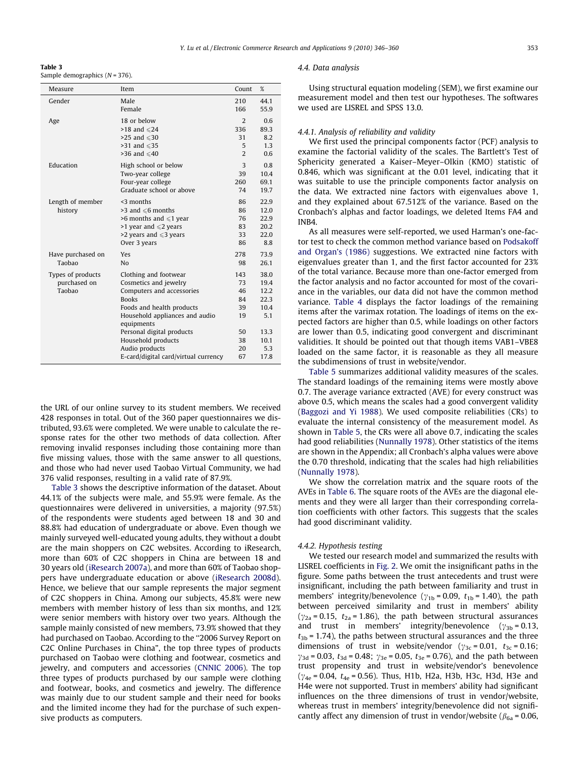**Table 3**
Sample demographics ($N = 376$).

| Measure | Item | Count | % |
|---|---|---|---|
| Gender | Male | 210 | 44.1 |
| | Female | 166 | 55.9 |
| Age | 18 or below | 2 | 0.6 |
| | >18 and ⩽24 | 336 | 89.3 |
| | >25 and ⩽30 | 31 | 8.2 |
| | >31 and ⩽35 | 5 | 1.3 |
| | >36 and ⩽40 | 2 | 0.6 |
| Education | High school or below | 3 | 0.8 |
| | Two-year college | 39 | 10.4 |
| | Four-year college | 260 | 69.1 |
| | Graduate school or above | 74 | 19.7 |
| Length of member history | <3 months | 86 | 22.9 |
| | >3 and ⩽6 months | 86 | 12.0 |
| | >6 months and ⩽1 year | 76 | 22.9 |
| | >1 year and ⩽2 years | 83 | 20.2 |
| | >2 years and ⩽3 years | 33 | 22.0 |
| | Over 3 years | 86 | 8.8 |
| Have purchased on Taobao | Yes | 278 | 73.9 |
| | No | 98 | 26.1 |
| Types of products purchased on Taobao | Clothing and footwear | 143 | 38.0 |
| | Cosmetics and jewelry | 73 | 19.4 |
| | Computers and accessories | 46 | 12.2 |
| | Books | 84 | 22.3 |
| | Foods and health products | 39 | 10.4 |
| | Household appliances and audio equipments | 19 | 5.1 |
| | Personal digital products | 50 | 13.3 |
| | Household products | 38 | 10.1 |
| | Audio products | 20 | 5.3 |
| | E-card/digital card/virtual currency | 67 | 17.8 |

the URL of our online survey to its student members. We received 428 responses in total. Out of the 360 paper questionnaires we distributed, 93.6% were completed. We were unable to calculate the response rates for the other two methods of data collection. After removing invalid responses including those containing more than five missing values, those with the same answer to all questions, and those who had never used Taobao Virtual Community, we had 376 valid responses, resulting in a valid rate of 87.9%.

Table 3 shows the descriptive information of the dataset. About 44.1% of the subjects were male, and 55.9% were female. As the questionnaires were delivered in universities, a majority (97.5%) of the respondents were students aged between 18 and 30 and 88.8% had education of undergraduate or above. Even though we mainly surveyed well-educated young adults, they without a doubt are the main shoppers on C2C websites. According to iResearch, more than 60% of C2C shoppers in China are between 18 and 30 years old (iResearch 2007a), and more than 60% of Taobao shoppers have undergraduate education or above (iResearch 2008d). Hence, we believe that our sample represents the major segment of C2C shoppers in China. Among our subjects, 45.8% were new members with member history of less than six months, and 12% were senior members with history over two years. Although the sample mainly consisted of new members, 73.9% showed that they had purchased on Taobao. According to the "2006 Survey Report on C2C Online Purchases in China", the top three types of products purchased on Taobao were clothing and footwear, cosmetics and jewelry, and computers and accessories (CNNIC 2006). The top three types of products purchased by our sample were clothing and footwear, books, and cosmetics and jewelry. The difference was mainly due to our student sample and their need for books and the limited income they had for the purchase of such expensive products as computers.

### 4.4. Data analysis

Using structural equation modeling (SEM), we first examine our measurement model and then test our hypotheses. The softwares we used are LISREL and SPSS 13.0.

#### 4.4.1. Analysis of reliability and validity

We first used the principal components factor (PCF) analysis to examine the factorial validity of the scales. The Bartlett's Test of Sphericity generated a Kaiser–Meyer–Olkin (KMO) statistic of 0.846, which was significant at the 0.01 level, indicating that it was suitable to use the principle components factor analysis on the data. We extracted nine factors with eigenvalues above 1, and they explained about 67.512% of the variance. Based on the Cronbach's alphas and factor loadings, we deleted Items FA4 and INB4.

As all measures were self-reported, we used Harman's one-factor test to check the common method variance based on Podsakoff and Organ's (1986) suggestions. We extracted nine factors with eigenvalues greater than 1, and the first factor accounted for 23% of the total variance. Because more than one-factor emerged from the factor analysis and no factor accounted for most of the covariance in the variables, our data did not have the common method variance. Table 4 displays the factor loadings of the remaining items after the varimax rotation. The loadings of items on the expected factors are higher than 0.5, while loadings on other factors are lower than 0.5, indicating good convergent and discriminant validities. It should be pointed out that though items VAB1–VBE8 loaded on the same factor, it is reasonable as they all measure the subdimensions of trust in website/vendor.

Table 5 summarizes additional validity measures of the scales. The standard loadings of the remaining items were mostly above 0.7. The average variance extracted (AVE) for every construct was above 0.5, which means the scales had a good convergent validity (Baggozi and Yi 1988). We used composite reliabilities (CRs) to evaluate the internal consistency of the measurement model. As shown in Table 5, the CRs were all above 0.7, indicating the scales had good reliabilities (Nunnally 1978). Other statistics of the items are shown in the Appendix; all Cronbach's alpha values were above the 0.70 threshold, indicating that the scales had high reliabilities (Nunnally 1978).

We show the correlation matrix and the square roots of the AVEs in Table 6. The square roots of the AVEs are the diagonal elements and they were all larger than their corresponding correlation coefficients with other factors. This suggests that the scales had good discriminant validity.

#### 4.4.2. Hypothesis testing

We tested our research model and summarized the results with LISREL coefficients in Fig. 2. We omit the insignificant paths in the figure. Some paths between the trust antecedents and trust were insignificant, including the path between familiarity and trust in members' integrity/benevolence ($\gamma_{1b} = 0.09$, $t_{1b} = 1.40$), the path between perceived similarity and trust in members' ability ($\gamma_{2a} = 0.15$, $t_{2a} = 1.86$), the path between structural assurances and trust in members' integrity/benevolence ($\gamma_{3b} = 0.13$, $t_{3b} = 1.74$), the paths between structural assurances and the three dimensions of trust in website/vendor ($\gamma_{3c} = 0.01$, $t_{3c} = 0.16$; $\gamma_{3d} = 0.03$, $t_{3d} = 0.48$; $\gamma_{3e} = 0.05$, $t_{3e} = 0.76$), and the path between trust propensity and trust in website/vendor's benevolence ($\gamma_{4e} = 0.04$, $t_{4e} = 0.56$). Thus, H1b, H2a, H3b, H3c, H3d, H3e and H4e were not supported. Trust in members' ability had significant influences on the three dimensions of trust in vendor/website, whereas trust in members' integrity/benevolence did not significantly affect any dimension of trust in vendor/website ($\beta_{6a} = 0.06$,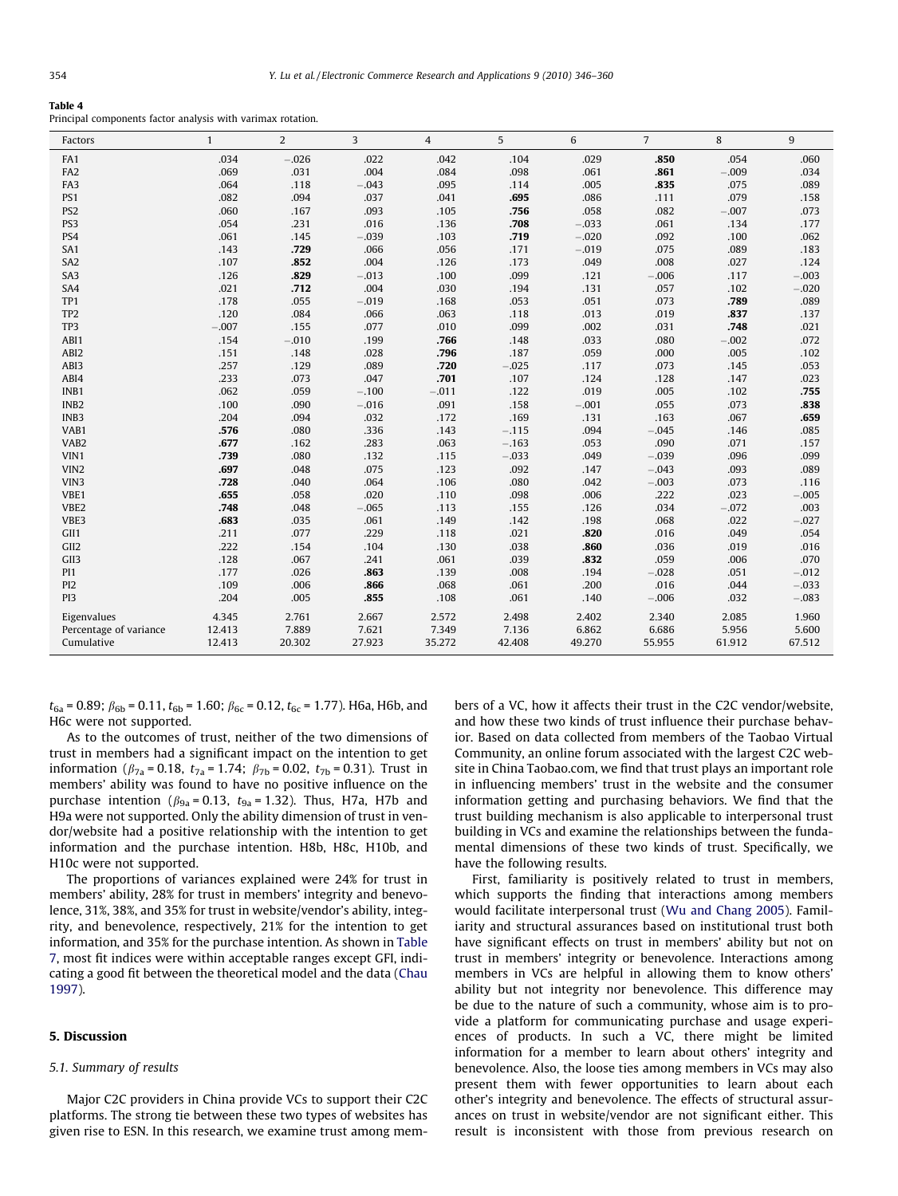**Table 4**
Principal components factor analysis with varimax rotation.

| Factors | 1 | 2 | 3 | 4 | 5 | 6 | 7 | 8 | 9 |
|---|---|---|---|---|---|---|---|---|---|
| FA1 | .034 | −.026 | .022 | .042 | .104 | .029 | **.850** | .054 | .060 |
| FA2 | .069 | .031 | .004 | .084 | .098 | .061 | **.861** | −.009 | .034 |
| FA3 | .064 | .118 | −.043 | .095 | .114 | .005 | **.835** | .075 | .089 |
| PS1 | .082 | .094 | .037 | .041 | **.695** | .086 | .111 | .079 | .158 |
| PS2 | .060 | .167 | .093 | .105 | **.756** | .058 | .082 | −.007 | .073 |
| PS3 | .054 | .231 | .016 | .136 | **.708** | −.033 | .061 | .134 | .177 |
| PS4 | .061 | .145 | −.039 | .103 | **.719** | −.020 | .092 | .100 | .062 |
| SA1 | .143 | **.729** | .066 | .056 | .171 | −.019 | .075 | .089 | .183 |
| SA2 | .107 | **.852** | .004 | .126 | .173 | .049 | .008 | .027 | .124 |
| SA3 | .126 | **.829** | −.013 | .100 | .099 | .121 | −.006 | .117 | −.003 |
| SA4 | .021 | **.712** | .004 | .030 | .194 | .131 | .057 | .102 | −.020 |
| TP1 | .178 | .055 | −.019 | .168 | .053 | .051 | .073 | **.789** | .089 |
| TP2 | .120 | .084 | .066 | .063 | .118 | .013 | .019 | **.837** | .137 |
| TP3 | −.007 | .155 | .077 | .010 | .099 | .002 | .031 | **.748** | .021 |
| ABI1 | .154 | −.010 | .199 | **.766** | .148 | .033 | .080 | −.002 | .072 |
| ABI2 | .151 | .148 | .028 | **.796** | .187 | .059 | .000 | .005 | .102 |
| ABI3 | .257 | .129 | .089 | **.720** | −.025 | .117 | .073 | .145 | .053 |
| ABI4 | .233 | .073 | .047 | **.701** | .107 | .124 | .128 | .147 | .023 |
| INB1 | .062 | .059 | −.100 | −.011 | .122 | .019 | .005 | .102 | **.755** |
| INB2 | .100 | .090 | −.016 | .091 | .158 | −.001 | .055 | .073 | **.838** |
| INB3 | .204 | .094 | .032 | .172 | .169 | .131 | .163 | .067 | **.659** |
| VAB1 | **.576** | .080 | .336 | .143 | −.115 | .094 | −.045 | .146 | .085 |
| VAB2 | **.677** | .162 | .283 | .063 | −.163 | .053 | .090 | .071 | .157 |
| VIN1 | **.739** | .080 | .132 | .115 | −.033 | .049 | −.039 | .096 | .099 |
| VIN2 | **.697** | .048 | .075 | .123 | .092 | .147 | −.043 | .093 | .089 |
| VIN3 | **.728** | .040 | .064 | .106 | .080 | .042 | −.003 | .073 | .116 |
| VBE1 | **.655** | .058 | .020 | .110 | .098 | .006 | .222 | .023 | −.005 |
| VBE2 | **.748** | .048 | −.065 | .113 | .155 | .126 | .034 | −.072 | .003 |
| VBE3 | **.683** | .035 | .061 | .149 | .142 | .198 | .068 | .022 | −.027 |
| GII1 | .211 | .077 | .229 | .118 | .021 | **.820** | .016 | .049 | .054 |
| GII2 | .222 | .154 | .104 | .130 | .038 | **.860** | .036 | .019 | .016 |
| GII3 | .128 | .067 | .241 | .061 | .039 | **.832** | .059 | .006 | .070 |
| PI1 | .177 | .026 | **.863** | .139 | .008 | .194 | −.028 | .051 | −.012 |
| PI2 | .109 | .006 | **.866** | .068 | .061 | .200 | .016 | .044 | −.033 |
| PI3 | .204 | .005 | **.855** | .108 | .061 | .140 | −.006 | .032 | −.083 |
| Eigenvalues | 4.345 | 2.761 | 2.667 | 2.572 | 2.498 | 2.402 | 2.340 | 2.085 | 1.960 |
| Percentage of variance | 12.413 | 7.889 | 7.621 | 7.349 | 7.136 | 6.862 | 6.686 | 5.956 | 5.600 |
| Cumulative | 12.413 | 20.302 | 27.923 | 35.272 | 42.408 | 49.270 | 55.955 | 61.912 | 67.512 |

$t_{6a}$ = 0.89; $\beta_{6b}$ = 0.11, $t_{6b}$ = 1.60; $\beta_{6c}$ = 0.12, $t_{6c}$ = 1.77). H6a, H6b, and H6c were not supported.

As to the outcomes of trust, neither of the two dimensions of trust in members had a significant impact on the intention to get information ($\beta_{7a}$ = 0.18, $t_{7a}$ = 1.74; $\beta_{7b}$ = 0.02, $t_{7b}$ = 0.31). Trust in members' ability was found to have no positive influence on the purchase intention ($\beta_{9a}$ = 0.13, $t_{9a}$ = 1.32). Thus, H7a, H7b and H9a were not supported. Only the ability dimension of trust in vendor/website had a positive relationship with the intention to get information and the purchase intention. H8b, H8c, H10b, and H10c were not supported.

The proportions of variances explained were 24% for trust in members' ability, 28% for trust in members' integrity and benevolence, 31%, 38%, and 35% for trust in website/vendor's ability, integrity, and benevolence, respectively, 21% for the intention to get information, and 35% for the purchase intention. As shown in Table 7, most fit indices were within acceptable ranges except GFI, indicating a good fit between the theoretical model and the data (Chau 1997).

## 5. Discussion

### 5.1. Summary of results

Major C2C providers in China provide VCs to support their C2C platforms. The strong tie between these two types of websites has given rise to ESN. In this research, we examine trust among members of a VC, how it affects their trust in the C2C vendor/website, and how these two kinds of trust influence their purchase behavior. Based on data collected from members of the Taobao Virtual Community, an online forum associated with the largest C2C website in China Taobao.com, we find that trust plays an important role in influencing members' trust in the website and the consumer information getting and purchasing behaviors. We find that the trust building mechanism is also applicable to interpersonal trust building in VCs and examine the relationships between the fundamental dimensions of these two kinds of trust. Specifically, we have the following results.

First, familiarity is positively related to trust in members, which supports the finding that interactions among members would facilitate interpersonal trust (Wu and Chang 2005). Familiarity and structural assurances based on institutional trust both have significant effects on trust in members' ability but not on trust in members' integrity or benevolence. Interactions among members in VCs are helpful in allowing them to know others' ability but not integrity nor benevolence. This difference may be due to the nature of such a community, whose aim is to provide a platform for communicating purchase and usage experiences of products. In such a VC, there might be limited information for a member to learn about others' integrity and benevolence. Also, the loose ties among members in VCs may also present them with fewer opportunities to learn about each other's integrity and benevolence. The effects of structural assurances on trust in website/vendor are not significant either. This result is inconsistent with those from previous research on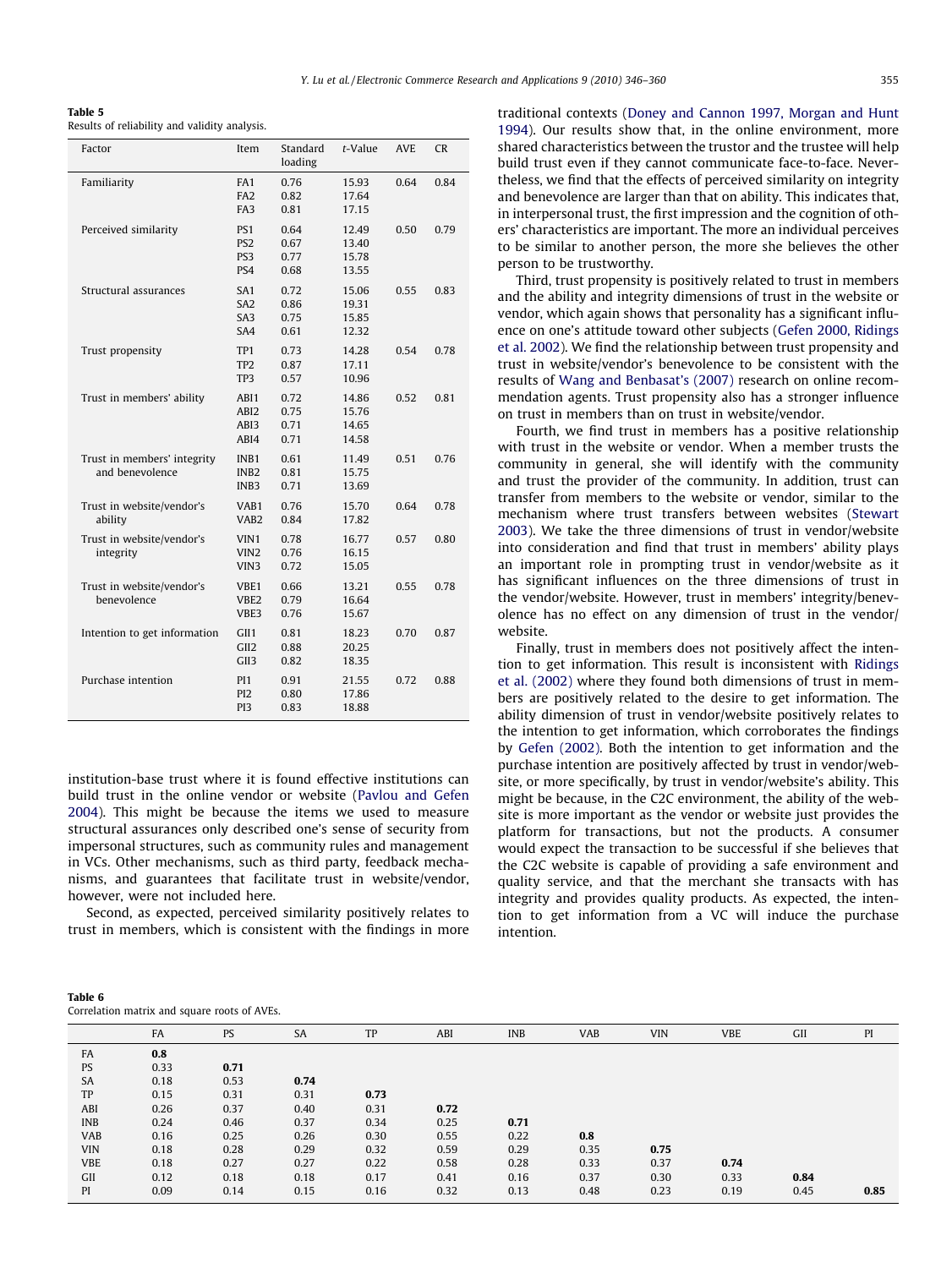**Table 5**
Results of reliability and validity analysis.

| Factor | Item | Standard loading | *t*-Value | AVE | CR |
|---|---|---|---|---|---|
| Familiarity | FA1 | 0.76 | 15.93 | 0.64 | 0.84 |
| | FA2 | 0.82 | 17.64 | | |
| | FA3 | 0.81 | 17.15 | | |
| Perceived similarity | PS1 | 0.64 | 12.49 | 0.50 | 0.79 |
| | PS2 | 0.67 | 13.40 | | |
| | PS3 | 0.77 | 15.78 | | |
| | PS4 | 0.68 | 13.55 | | |
| Structural assurances | SA1 | 0.72 | 15.06 | 0.55 | 0.83 |
| | SA2 | 0.86 | 19.31 | | |
| | SA3 | 0.75 | 15.85 | | |
| | SA4 | 0.61 | 12.32 | | |
| Trust propensity | TP1 | 0.73 | 14.28 | 0.54 | 0.78 |
| | TP2 | 0.87 | 17.11 | | |
| | TP3 | 0.57 | 10.96 | | |
| Trust in members' ability | ABI1 | 0.72 | 14.86 | 0.52 | 0.81 |
| | ABI2 | 0.75 | 15.76 | | |
| | ABI3 | 0.71 | 14.65 | | |
| | ABI4 | 0.71 | 14.58 | | |
| Trust in members' integrity and benevolence | INB1 | 0.61 | 11.49 | 0.51 | 0.76 |
| | INB2 | 0.81 | 15.75 | | |
| | INB3 | 0.71 | 13.69 | | |
| Trust in website/vendor's ability | VAB1 | 0.76 | 15.70 | 0.64 | 0.78 |
| | VAB2 | 0.84 | 17.82 | | |
| Trust in website/vendor's integrity | VIN1 | 0.78 | 16.77 | 0.57 | 0.80 |
| | VIN2 | 0.76 | 16.15 | | |
| | VIN3 | 0.72 | 15.05 | | |
| Trust in website/vendor's benevolence | VBE1 | 0.66 | 13.21 | 0.55 | 0.78 |
| | VBE2 | 0.79 | 16.64 | | |
| | VBE3 | 0.76 | 15.67 | | |
| Intention to get information | GII1 | 0.81 | 18.23 | 0.70 | 0.87 |
| | GII2 | 0.88 | 20.25 | | |
| | GII3 | 0.82 | 18.35 | | |
| Purchase intention | PI1 | 0.91 | 21.55 | 0.72 | 0.88 |
| | PI2 | 0.80 | 17.86 | | |
| | PI3 | 0.83 | 18.88 | | |

institution-base trust where it is found effective institutions can build trust in the online vendor or website (Pavlou and Gefen 2004). This might be because the items we used to measure structural assurances only described one's sense of security from impersonal structures, such as community rules and management in VCs. Other mechanisms, such as third party, feedback mechanisms, and guarantees that facilitate trust in website/vendor, however, were not included here.

Second, as expected, perceived similarity positively relates to trust in members, which is consistent with the findings in more traditional contexts (Doney and Cannon 1997, Morgan and Hunt 1994). Our results show that, in the online environment, more shared characteristics between the trustor and the trustee will help build trust even if they cannot communicate face-to-face. Nevertheless, we find that the effects of perceived similarity on integrity and benevolence are larger than that on ability. This indicates that, in interpersonal trust, the first impression and the cognition of others' characteristics are important. The more an individual perceives to be similar to another person, the more she believes the other person to be trustworthy.

Third, trust propensity is positively related to trust in members and the ability and integrity dimensions of trust in the website or vendor, which again shows that personality has a significant influence on one's attitude toward other subjects (Gefen 2000, Ridings et al. 2002). We find the relationship between trust propensity and trust in website/vendor's benevolence to be consistent with the results of Wang and Benbasat's (2007) research on online recommendation agents. Trust propensity also has a stronger influence on trust in members than on trust in website/vendor.

Fourth, we find trust in members has a positive relationship with trust in the website or vendor. When a member trusts the community in general, she will identify with the community and trust the provider of the community. In addition, trust can transfer from members to the website or vendor, similar to the mechanism where trust transfers between websites (Stewart 2003). We take the three dimensions of trust in vendor/website into consideration and find that trust in members' ability plays an important role in prompting trust in vendor/website as it has significant influences on the three dimensions of trust in the vendor/website. However, trust in members' integrity/benevolence has no effect on any dimension of trust in the vendor/website.

Finally, trust in members does not positively affect the intention to get information. This result is inconsistent with Ridings et al. (2002) where they found both dimensions of trust in members are positively related to the desire to get information. The ability dimension of trust in vendor/website positively relates to the intention to get information, which corroborates the findings by Gefen (2002). Both the intention to get information and the purchase intention are positively affected by trust in vendor/website, or more specifically, by trust in vendor/website's ability. This might be because, in the C2C environment, the ability of the website is more important as the vendor or website just provides the platform for transactions, but not the products. A consumer would expect the transaction to be successful if she believes that the C2C website is capable of providing a safe environment and quality service, and that the merchant she transacts with has integrity and provides quality products. As expected, the intention to get information from a VC will induce the purchase intention.

**Table 6**
Correlation matrix and square roots of AVEs.

| | FA | PS | SA | TP | ABI | INB | VAB | VIN | VBE | GII | PI |
|---|---|---|---|---|---|---|---|---|---|---|---|
| FA | **0.8** | | | | | | | | | | |
| PS | 0.33 | **0.71** | | | | | | | | | |
| SA | 0.18 | 0.53 | **0.74** | | | | | | | | |
| TP | 0.15 | 0.31 | 0.31 | **0.73** | | | | | | | |
| ABI | 0.26 | 0.37 | 0.40 | 0.31 | **0.72** | | | | | | |
| INB | 0.24 | 0.46 | 0.37 | 0.34 | 0.25 | **0.71** | | | | | |
| VAB | 0.16 | 0.25 | 0.26 | 0.30 | 0.55 | 0.22 | **0.8** | | | | |
| VIN | 0.18 | 0.28 | 0.29 | 0.32 | 0.59 | 0.29 | 0.35 | **0.75** | | | |
| VBE | 0.18 | 0.27 | 0.27 | 0.22 | 0.58 | 0.28 | 0.33 | 0.37 | **0.74** | | |
| GII | 0.12 | 0.18 | 0.18 | 0.17 | 0.41 | 0.16 | 0.37 | 0.30 | 0.33 | **0.84** | |
| PI | 0.09 | 0.14 | 0.15 | 0.16 | 0.32 | 0.13 | 0.48 | 0.23 | 0.19 | 0.45 | **0.85** |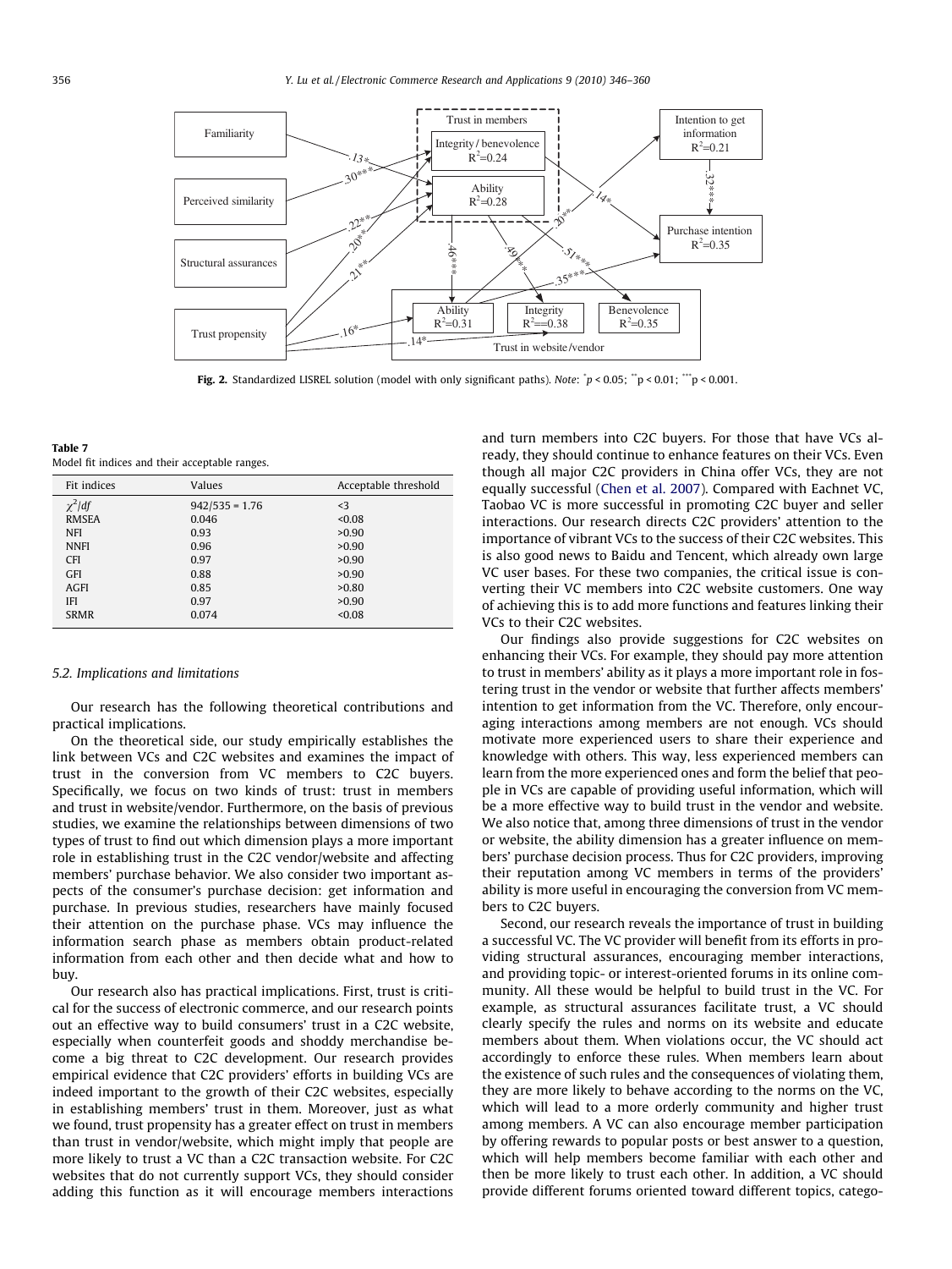Fig. 2. Standardized LISREL solution (model with only significant paths). Note: $^{*}p < 0.05$; $^{**}p < 0.01$; $^{***}p < 0.001$.

**Table 7**
Model fit indices and their acceptable ranges.

| Fit indices | Values | Acceptable threshold |
| --- | --- | --- |
| $\chi^2/df$ | 942/535 = 1.76 | <3 |
| RMSEA | 0.046 | <0.08 |
| NFI | 0.93 | >0.90 |
| NNFI | 0.96 | >0.90 |
| CFI | 0.97 | >0.90 |
| GFI | 0.88 | >0.90 |
| AGFI | 0.85 | >0.80 |
| IFI | 0.97 | >0.90 |
| SRMR | 0.074 | <0.08 |

### 5.2. Implications and limitations

Our research has the following theoretical contributions and practical implications.

On the theoretical side, our study empirically establishes the link between VCs and C2C websites and examines the impact of trust in the conversion from VC members to C2C buyers. Specifically, we focus on two kinds of trust: trust in members and trust in website/vendor. Furthermore, on the basis of previous studies, we examine the relationships between dimensions of two types of trust to find out which dimension plays a more important role in establishing trust in the C2C vendor/website and affecting members' purchase behavior. We also consider two important aspects of the consumer's purchase decision: get information and purchase. In previous studies, researchers have mainly focused their attention on the purchase phase. VCs may influence the information search phase as members obtain product-related information from each other and then decide what and how to buy.

Our research also has practical implications. First, trust is critical for the success of electronic commerce, and our research points out an effective way to build consumers' trust in a C2C website, especially when counterfeit goods and shoddy merchandise become a big threat to C2C development. Our research provides empirical evidence that C2C providers' efforts in building VCs are indeed important to the growth of their C2C websites, especially in establishing members' trust in them. Moreover, just as what we found, trust propensity has a greater effect on trust in members than trust in vendor/website, which might imply that people are more likely to trust a VC than a C2C transaction website. For C2C websites that do not currently support VCs, they should consider adding this function as it will encourage members interactions and turn members into C2C buyers. For those that have VCs already, they should continue to enhance features on their VCs. Even though all major C2C providers in China offer VCs, they are not equally successful (Chen et al. 2007). Compared with Eachnet VC, Taobao VC is more successful in promoting C2C buyer and seller interactions. Our research directs C2C providers' attention to the importance of vibrant VCs to the success of their C2C websites. This is also good news to Baidu and Tencent, which already own large VC user bases. For these two companies, the critical issue is converting their VC members into C2C website customers. One way of achieving this is to add more functions and features linking their VCs to their C2C websites.

Our findings also provide suggestions for C2C websites on enhancing their VCs. For example, they should pay more attention to trust in members' ability as it plays a more important role in fostering trust in the vendor or website that further affects members' intention to get information from the VC. Therefore, only encouraging interactions among members are not enough. VCs should motivate more experienced users to share their experience and knowledge with others. This way, less experienced members can learn from the more experienced ones and form the belief that people in VCs are capable of providing useful information, which will be a more effective way to build trust in the vendor and website. We also notice that, among three dimensions of trust in the vendor or website, the ability dimension has a greater influence on members' purchase decision process. Thus for C2C providers, improving their reputation among VC members in terms of the providers' ability is more useful in encouraging the conversion from VC members to C2C buyers.

Second, our research reveals the importance of trust in building a successful VC. The VC provider will benefit from its efforts in providing structural assurances, encouraging member interactions, and providing topic- or interest-oriented forums in its online community. All these would be helpful to build trust in the VC. For example, as structural assurances facilitate trust, a VC should clearly specify the rules and norms on its website and educate members about them. When violations occur, the VC should act accordingly to enforce these rules. When members learn about the existence of such rules and the consequences of violating them, they are more likely to behave according to the norms on the VC, which will lead to a more orderly community and higher trust among members. A VC can also encourage member participation by offering rewards to popular posts or best answer to a question, which will help members become familiar with each other and then be more likely to trust each other. In addition, a VC should provide different forums oriented toward different topics, catego-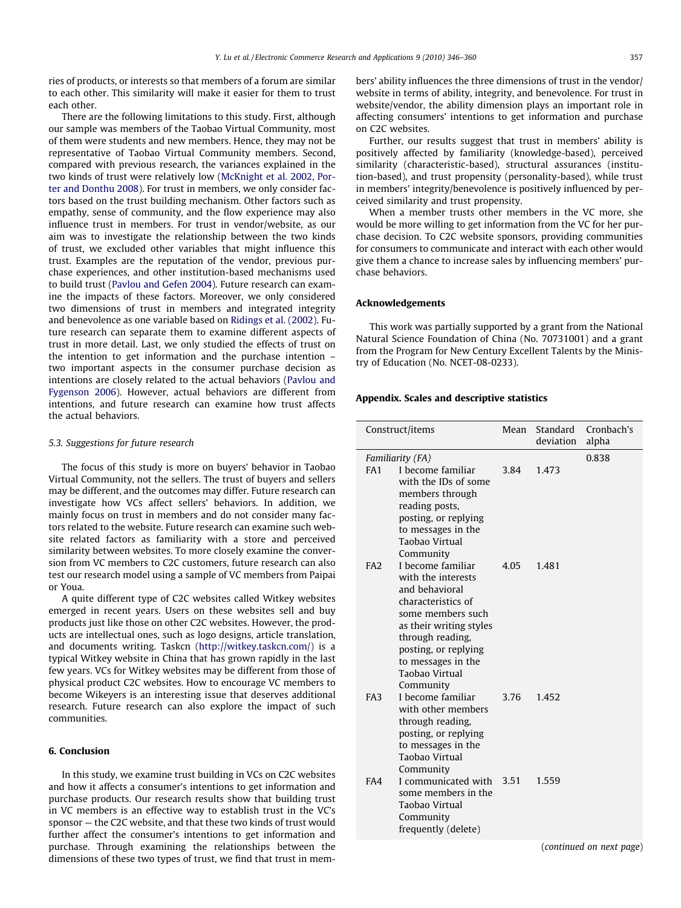ries of products, or interests so that members of a forum are similar to each other. This similarity will make it easier for them to trust each other.

There are the following limitations to this study. First, although our sample was members of the Taobao Virtual Community, most of them were students and new members. Hence, they may not be representative of Taobao Virtual Community members. Second, compared with previous research, the variances explained in the two kinds of trust were relatively low (McKnight et al. 2002, Porter and Donthu 2008). For trust in members, we only consider factors based on the trust building mechanism. Other factors such as empathy, sense of community, and the flow experience may also influence trust in members. For trust in vendor/website, as our aim was to investigate the relationship between the two kinds of trust, we excluded other variables that might influence this trust. Examples are the reputation of the vendor, previous purchase experiences, and other institution-based mechanisms used to build trust (Pavlou and Gefen 2004). Future research can examine the impacts of these factors. Moreover, we only considered two dimensions of trust in members and integrated integrity and benevolence as one variable based on Ridings et al. (2002). Future research can separate them to examine different aspects of trust in more detail. Last, we only studied the effects of trust on the intention to get information and the purchase intention – two important aspects in the consumer purchase decision as intentions are closely related to the actual behaviors (Pavlou and Fygenson 2006). However, actual behaviors are different from intentions, and future research can examine how trust affects the actual behaviors.

### 5.3. Suggestions for future research

The focus of this study is more on buyers' behavior in Taobao Virtual Community, not the sellers. The trust of buyers and sellers may be different, and the outcomes may differ. Future research can investigate how VCs affect sellers' behaviors. In addition, we mainly focus on trust in members and do not consider many factors related to the website. Future research can examine such website related factors as familiarity with a store and perceived similarity between websites. To more closely examine the conversion from VC members to C2C customers, future research can also test our research model using a sample of VC members from Paipai or Youa.

A quite different type of C2C websites called Witkey websites emerged in recent years. Users on these websites sell and buy products just like those on other C2C websites. However, the products are intellectual ones, such as logo designs, article translation, and documents writing. Taskcn (http://witkey.taskcn.com/) is a typical Witkey website in China that has grown rapidly in the last few years. VCs for Witkey websites may be different from those of physical product C2C websites. How to encourage VC members to become Wikeyers is an interesting issue that deserves additional research. Future research can also explore the impact of such communities.

## 6. Conclusion

In this study, we examine trust building in VCs on C2C websites and how it affects a consumer's intentions to get information and purchase products. Our research results show that building trust in VC members is an effective way to establish trust in the VC's sponsor — the C2C website, and that these two kinds of trust would further affect the consumer's intentions to get information and purchase. Through examining the relationships between the dimensions of these two types of trust, we find that trust in members' ability influences the three dimensions of trust in the vendor/website in terms of ability, integrity, and benevolence. For trust in website/vendor, the ability dimension plays an important role in affecting consumers' intentions to get information and purchase on C2C websites.

Further, our results suggest that trust in members' ability is positively affected by familiarity (knowledge-based), perceived similarity (characteristic-based), structural assurances (institution-based), and trust propensity (personality-based), while trust in members' integrity/benevolence is positively influenced by perceived similarity and trust propensity.

When a member trusts other members in the VC more, she would be more willing to get information from the VC for her purchase decision. To C2C website sponsors, providing communities for consumers to communicate and interact with each other would give them a chance to increase sales by influencing members' purchase behaviors.

## Acknowledgements

This work was partially supported by a grant from the National Natural Science Foundation of China (No. 70731001) and a grant from the Program for New Century Excellent Talents by the Ministry of Education (No. NCET-08-0233).

## Appendix. Scales and descriptive statistics

| Construct/items | | Mean | Standard deviation | Cronbach's alpha |
|---|---|---|---|---|
| *Familiarity (FA)* | | | | 0.838 |
| FA1 | I become familiar with the IDs of some members through reading posts, posting, or replying to messages in the Taobao Virtual Community | 3.84 | 1.473 | |
| FA2 | I become familiar with the interests and behavioral characteristics of some members such as their writing styles through reading, posting, or replying to messages in the Taobao Virtual Community | 4.05 | 1.481 | |
| FA3 | I become familiar with other members through reading, posting, or replying to messages in the Taobao Virtual Community | 3.76 | 1.452 | |
| FA4 | I communicated with some members in the Taobao Virtual Community frequently (delete) | 3.51 | 1.559 | |

(*continued on next page*)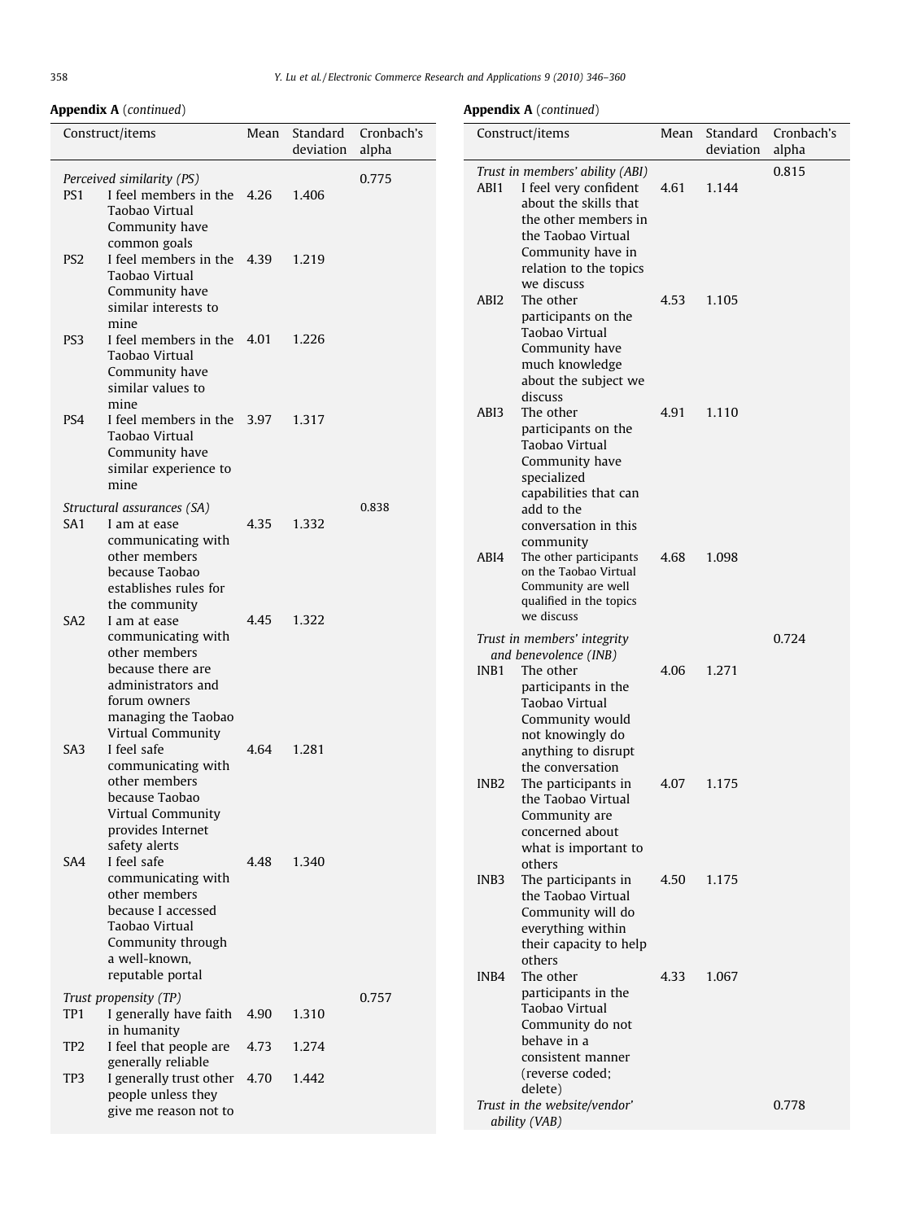**Appendix A** (*continued*)

| Construct/items | | Mean | Standard deviation | Cronbach's alpha |
|---|---|---|---|---|
| *Perceived similarity (PS)* | | | | 0.775 |
| PS1 | I feel members in the Taobao Virtual Community have common goals | 4.26 | 1.406 | |
| PS2 | I feel members in the Taobao Virtual Community have similar interests to mine | 4.39 | 1.219 | |
| PS3 | I feel members in the Taobao Virtual Community have similar values to mine | 4.01 | 1.226 | |
| PS4 | I feel members in the Taobao Virtual Community have similar experience to mine | 3.97 | 1.317 | |
| *Structural assurances (SA)* | | | | 0.838 |
| SA1 | I am at ease communicating with other members because Taobao establishes rules for the community | 4.35 | 1.332 | |
| SA2 | I am at ease communicating with other members because there are administrators and forum owners managing the Taobao Virtual Community | 4.45 | 1.322 | |
| SA3 | I feel safe communicating with other members because Taobao Virtual Community provides Internet safety alerts | 4.64 | 1.281 | |
| SA4 | I feel safe communicating with other members because I accessed Taobao Virtual Community through a well-known, reputable portal | 4.48 | 1.340 | |
| *Trust propensity (TP)* | | | | 0.757 |
| TP1 | I generally have faith in humanity | 4.90 | 1.310 | |
| TP2 | I feel that people are generally reliable | 4.73 | 1.274 | |
| TP3 | I generally trust other people unless they give me reason not to | 4.70 | 1.442 | |

**Appendix A** (*continued*)

| Construct/items | | Mean | Standard deviation | Cronbach's alpha |
|---|---|---|---|---|
| *Trust in members' ability (ABI)* | | | | 0.815 |
| ABI1 | I feel very confident about the skills that the other members in the Taobao Virtual Community have in relation to the topics we discuss | 4.61 | 1.144 | |
| ABI2 | The other participants on the Taobao Virtual Community have much knowledge about the subject we discuss | 4.53 | 1.105 | |
| ABI3 | The other participants on the Taobao Virtual Community have specialized capabilities that can add to the conversation in this community | 4.91 | 1.110 | |
| ABI4 | The other participants on the Taobao Virtual Community are well qualified in the topics we discuss | 4.68 | 1.098 | |
| *Trust in members' integrity and benevolence (INB)* | | | | 0.724 |
| INB1 | The other participants in the Taobao Virtual Community would not knowingly do anything to disrupt the conversation | 4.06 | 1.271 | |
| INB2 | The participants in the Taobao Virtual Community are concerned about what is important to others | 4.07 | 1.175 | |
| INB3 | The participants in the Taobao Virtual Community will do everything within their capacity to help others | 4.50 | 1.175 | |
| INB4 | The other participants in the Taobao Virtual Community do not behave in a consistent manner (reverse coded; delete) | 4.33 | 1.067 | |
| *Trust in the website/vendor' ability (VAB)* | | | | 0.778 |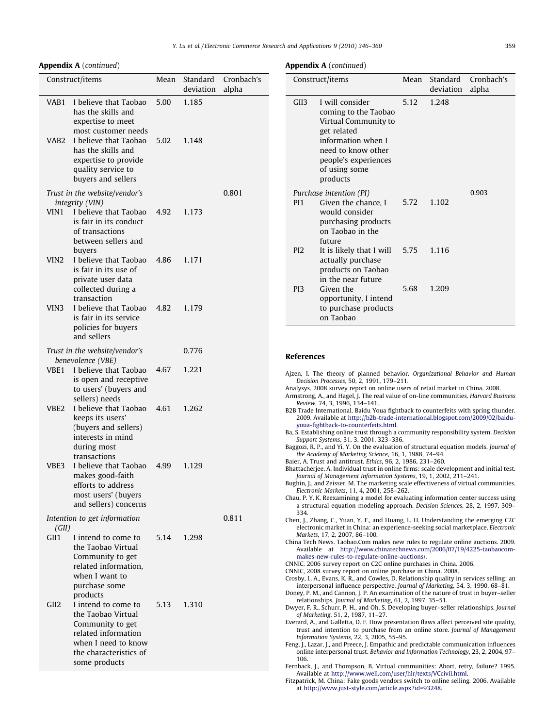**Appendix A** (*continued*)

| Construct/items | | Mean | Standard deviation | Cronbach's alpha |
|---|---|---|---|---|
| VAB1 | I believe that Taobao has the skills and expertise to meet most customer needs | 5.00 | 1.185 | |
| VAB2 | I believe that Taobao has the skills and expertise to provide quality service to buyers and sellers | 5.02 | 1.148 | |
| *Trust in the website/vendor's integrity (VIN)* | | | | 0.801 |
| VIN1 | I believe that Taobao is fair in its conduct of transactions between sellers and buyers | 4.92 | 1.173 | |
| VIN2 | I believe that Taobao is fair in its use of private user data collected during a transaction | 4.86 | 1.171 | |
| VIN3 | I believe that Taobao is fair in its service policies for buyers and sellers | 4.82 | 1.179 | |
| *Trust in the website/vendor's benevolence (VBE)* | | | 0.776 | |
| VBE1 | I believe that Taobao is open and receptive to users' (buyers and sellers) needs | 4.67 | 1.221 | |
| VBE2 | I believe that Taobao keeps its users' (buyers and sellers) interests in mind during most transactions | 4.61 | 1.262 | |
| VBE3 | I believe that Taobao makes good-faith efforts to address most users' (buyers and sellers) concerns | 4.99 | 1.129 | |
| *Intention to get information (GII)* | | | | 0.811 |
| GII1 | I intend to come to the Taobao Virtual Community to get related information, when I want to purchase some products | 5.14 | 1.298 | |
| GII2 | I intend to come to the Taobao Virtual Community to get related information when I need to know the characteristics of some products | 5.13 | 1.310 | |
| GII3 | I will consider coming to the Taobao Virtual Community to get related information when I need to know other people's experiences of using some products | 5.12 | 1.248 | |
| *Purchase intention (PI)* | | | | 0.903 |
| PI1 | Given the chance, I would consider purchasing products on Taobao in the future | 5.72 | 1.102 | |
| PI2 | It is likely that I will actually purchase products on Taobao in the near future | 5.75 | 1.116 | |
| PI3 | Given the opportunity, I intend to purchase products on Taobao | 5.68 | 1.209 | |

## References

Ajzen, I. The theory of planned behavior. *Organizational Behavior and Human Decision Processes*, 50, 2, 1991, 179–211.

Analysys. 2008 survey report on online users of retail market in China. 2008.

Armstrong, A., and Hagel, J. The real value of on-line communities. *Harvard Business Review*, 74, 3, 1996, 134–141.

B2B Trade International. Baidu Youa fightback to counterfeits with spring thunder. 2009. Available at http://b2b-trade-international.blogspot.com/2009/02/baidu-youa-fightback-to-counterfeits.html.

Ba, S. Establishing online trust through a community responsibility system. *Decision Support Systems*, 31, 3, 2001, 323–336.

Baggozi, R. P., and Yi, Y. On the evaluation of structural equation models. *Journal of the Academy of Marketing Science*, 16, 1, 1988, 74–94.

Baier, A. Trust and antitrust. *Ethics*, 96, 2, 1986, 231–260.

Bhattacherjee, A. Individual trust in online firms: scale development and initial test. *Journal of Management Information Systems*, 19, 1, 2002, 211–241.

Bughin, J., and Zeisser, M. The marketing scale effectiveness of virtual communities. *Electronic Markets*, 11, 4, 2001, 258–262.

Chau, P. Y. K. Reexamining a model for evaluating information center success using a structural equation modeling approach. *Decision Sciences*, 28, 2, 1997, 309–334.

Chen, J., Zhang, C., Yuan, Y. F., and Huang, L. H. Understanding the emerging C2C electronic market in China: an experience-seeking social marketplace. *Electronic Markets*, 17, 2, 2007, 86–100.

China Tech News. Taobao.Com makes new rules to regulate online auctions. 2009. Available at http://www.chinatechnews.com/2006/07/19/4225-taobaocom-makes-new-rules-to-regulate-online-auctions/.

CNNIC. 2006 survey report on C2C online purchases in China. 2006.

CNNIC, 2008 survey report on online purchase in China. 2008.

Crosby, L. A., Evans, K. R., and Cowles, D. Relationship quality in services selling: an interpersonal influence perspective. *Journal of Marketing*, 54, 3, 1990, 68–81.

Doney, P. M., and Cannon, J. P. An examination of the nature of trust in buyer–seller relationships. *Journal of Marketing*, 61, 2, 1997, 35–51.

Dwyer, F. R., Schurr, P. H., and Oh, S. Developing buyer–seller relationships. *Journal of Marketing*, 51, 2, 1987, 11–27.

Everard, A., and Galletta, D. F. How presentation flaws affect perceived site quality, trust and intention to purchase from an online store. *Journal of Management Information Systems*, 22, 3, 2005, 55–95.

Feng, J., Lazar, J., and Preece, J. Empathic and predictable communication influences online interpersonal trust. *Behavior and Information Technology*, 23, 2, 2004, 97–106.

Fernback, J., and Thompson, B. Virtual communities: Abort, retry, failure? 1995. Available at http://www.well.com/user/hlr/texts/VCcivil.html.

Fitzpatrick, M. China: Fake goods vendors switch to online selling. 2006. Available at http://www.just-style.com/article.aspx?id=93248.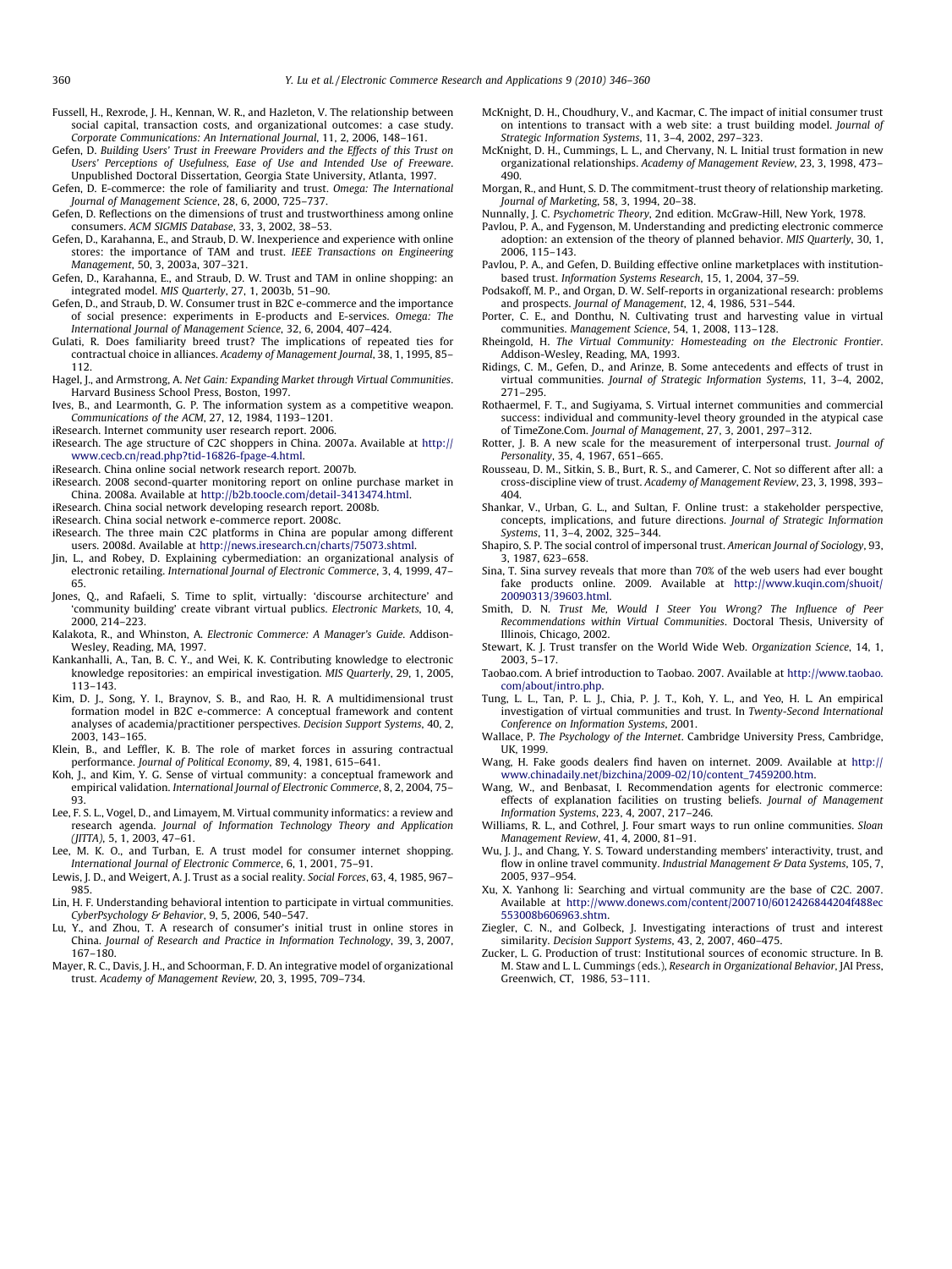Fussell, H., Rexrode, J. H., Kennan, W. R., and Hazleton, V. The relationship between social capital, transaction costs, and organizational outcomes: a case study. *Corporate Communications: An International Journal*, 11, 2, 2006, 148–161.

Gefen, D. *Building Users' Trust in Freeware Providers and the Effects of this Trust on Users' Perceptions of Usefulness, Ease of Use and Intended Use of Freeware*. Unpublished Doctoral Dissertation, Georgia State University, Atlanta, 1997.

Gefen, D. E-commerce: the role of familiarity and trust. *Omega: The International Journal of Management Science*, 28, 6, 2000, 725–737.

Gefen, D. Reflections on the dimensions of trust and trustworthiness among online consumers. *ACM SIGMIS Database*, 33, 3, 2002, 38–53.

Gefen, D., Karahanna, E., and Straub, D. W. Inexperience and experience with online stores: the importance of TAM and trust. *IEEE Transactions on Engineering Management*, 50, 3, 2003a, 307–321.

Gefen, D., Karahanna, E., and Straub, D. W. Trust and TAM in online shopping: an integrated model. *MIS Quarterly*, 27, 1, 2003b, 51–90.

Gefen, D., and Straub, D. W. Consumer trust in B2C e-commerce and the importance of social presence: experiments in E-products and E-services. *Omega: The International Journal of Management Science*, 32, 6, 2004, 407–424.

Gulati, R. Does familiarity breed trust? The implications of repeated ties for contractual choice in alliances. *Academy of Management Journal*, 38, 1, 1995, 85–112.

Hagel, J., and Armstrong, A. *Net Gain: Expanding Market through Virtual Communities*. Harvard Business School Press, Boston, 1997.

Ives, B., and Learmonth, G. P. The information system as a competitive weapon. *Communications of the ACM*, 27, 12, 1984, 1193–1201.

iResearch. Internet community user research report. 2006.

iResearch. The age structure of C2C shoppers in China. 2007a. Available at http://www.cecb.cn/read.php?tid-16826-fpage-4.html.

iResearch. China online social network research report. 2007b.

iResearch. 2008 second-quarter monitoring report on online purchase market in China. 2008a. Available at http://b2b.toocle.com/detail-3413474.html.

iResearch. China social network developing research report. 2008b.

iResearch. China social network e-commerce report. 2008c.

iResearch. The three main C2C platforms in China are popular among different users. 2008d. Available at http://news.iresearch.cn/charts/75073.shtml.

Jin, L., and Robey, D. Explaining cybermediation: an organizational analysis of electronic retailing. *International Journal of Electronic Commerce*, 3, 4, 1999, 47–65.

Jones, Q., and Rafaeli, S. Time to split, virtually: 'discourse architecture' and 'community building' create vibrant virtual publics. *Electronic Markets*, 10, 4, 2000, 214–223.

Kalakota, R., and Whinston, A. *Electronic Commerce: A Manager's Guide*. Addison-Wesley, Reading, MA, 1997.

Kankanhalli, A., Tan, B. C. Y., and Wei, K. K. Contributing knowledge to electronic knowledge repositories: an empirical investigation. *MIS Quarterly*, 29, 1, 2005, 113–143.

Kim, D. J., Song, Y. I., Braynov, S. B., and Rao, H. R. A multidimensional trust formation model in B2C e-commerce: A conceptual framework and content analyses of academia/practitioner perspectives. *Decision Support Systems*, 40, 2, 2003, 143–165.

Klein, B., and Leffler, K. B. The role of market forces in assuring contractual performance. *Journal of Political Economy*, 89, 4, 1981, 615–641.

Koh, J., and Kim, Y. G. Sense of virtual community: a conceptual framework and empirical validation. *International Journal of Electronic Commerce*, 8, 2, 2004, 75–93.

Lee, F. S. L., Vogel, D., and Limayem, M. Virtual community informatics: a review and research agenda. *Journal of Information Technology Theory and Application (JITTA)*, 5, 1, 2003, 47–61.

Lee, M. K. O., and Turban, E. A trust model for consumer internet shopping. *International Journal of Electronic Commerce*, 6, 1, 2001, 75–91.

Lewis, J. D., and Weigert, A. J. Trust as a social reality. *Social Forces*, 63, 4, 1985, 967–985.

Lin, H. F. Understanding behavioral intention to participate in virtual communities. *CyberPsychology & Behavior*, 9, 5, 2006, 540–547.

Lu, Y., and Zhou, T. A research of consumer's initial trust in online stores in China. *Journal of Research and Practice in Information Technology*, 39, 3, 2007, 167–180.

Mayer, R. C., Davis, J. H., and Schoorman, F. D. An integrative model of organizational trust. *Academy of Management Review*, 20, 3, 1995, 709–734.

McKnight, D. H., Choudhury, V., and Kacmar, C. The impact of initial consumer trust on intentions to transact with a web site: a trust building model. *Journal of Strategic Information Systems*, 11, 3–4, 2002, 297–323.

McKnight, D. H., Cummings, L. L., and Chervany, N. L. Initial trust formation in new organizational relationships. *Academy of Management Review*, 23, 3, 1998, 473–490.

Morgan, R., and Hunt, S. D. The commitment-trust theory of relationship marketing. *Journal of Marketing*, 58, 3, 1994, 20–38.

Nunnally, J. C. *Psychometric Theory*, 2nd edition. McGraw-Hill, New York, 1978.

Pavlou, P. A., and Fygenson, M. Understanding and predicting electronic commerce adoption: an extension of the theory of planned behavior. *MIS Quarterly*, 30, 1, 2006, 115–143.

Pavlou, P. A., and Gefen, D. Building effective online marketplaces with institution-based trust. *Information Systems Research*, 15, 1, 2004, 37–59.

Podsakoff, M. P., and Organ, D. W. Self-reports in organizational research: problems and prospects. *Journal of Management*, 12, 4, 1986, 531–544.

Porter, C. E., and Donthu, N. Cultivating trust and harvesting value in virtual communities. *Management Science*, 54, 1, 2008, 113–128.

Rheingold, H. *The Virtual Community: Homesteading on the Electronic Frontier*. Addison-Wesley, Reading, MA, 1993.

Ridings, C. M., Gefen, D., and Arinze, B. Some antecedents and effects of trust in virtual communities. *Journal of Strategic Information Systems*, 11, 3–4, 2002, 271–295.

Rothaermel, F. T., and Sugiyama, S. Virtual internet communities and commercial success: individual and community-level theory grounded in the atypical case of TimeZone.Com. *Journal of Management*, 27, 3, 2001, 297–312.

Rotter, J. B. A new scale for the measurement of interpersonal trust. *Journal of Personality*, 35, 4, 1967, 651–665.

Rousseau, D. M., Sitkin, S. B., Burt, R. S., and Camerer, C. Not so different after all: a cross-discipline view of trust. *Academy of Management Review*, 23, 3, 1998, 393–404.

Shankar, V., Urban, G. L., and Sultan, F. Online trust: a stakeholder perspective, concepts, implications, and future directions. *Journal of Strategic Information Systems*, 11, 3–4, 2002, 325–344.

Shapiro, S. P. The social control of impersonal trust. *American Journal of Sociology*, 93, 3, 1987, 623–658.

Sina, T. Sina survey reveals that more than 70% of the web users had ever bought fake products online. 2009. Available at http://www.kuqin.com/shuoit/20090313/39603.html.

Smith, D. N. *Trust Me, Would I Steer You Wrong? The Influence of Peer Recommendations within Virtual Communities*. Doctoral Thesis, University of Illinois, Chicago, 2002.

Stewart, K. J. Trust transfer on the World Wide Web. *Organization Science*, 14, 1, 2003, 5–17.

Taobao.com. A brief introduction to Taobao. 2007. Available at http://www.taobao.com/about/intro.php.

Tung, L. L., Tan, P. L. J., Chia, P. J. T., Koh, Y. L., and Yeo, H. L. An empirical investigation of virtual communities and trust. In *Twenty-Second International Conference on Information Systems*, 2001.

Wallace, P. *The Psychology of the Internet*. Cambridge University Press, Cambridge, UK, 1999.

Wang, H. Fake goods dealers find haven on internet. 2009. Available at http://www.chinadaily.net/bizchina/2009-02/10/content_7459200.htm.

Wang, W., and Benbasat, I. Recommendation agents for electronic commerce: effects of explanation facilities on trusting beliefs. *Journal of Management Information Systems*, 223, 4, 2007, 217–246.

Williams, R. L., and Cothrel, J. Four smart ways to run online communities. *Sloan Management Review*, 41, 4, 2000, 81–91.

Wu, J. J., and Chang, Y. S. Toward understanding members' interactivity, trust, and flow in online travel community. *Industrial Management & Data Systems*, 105, 7, 2005, 937–954.

Xu, X. Yanhong li: Searching and virtual community are the base of C2C. 2007. Available at http://www.donews.com/content/200710/6012426844204f488ec553008b606963.shtm.

Ziegler, C. N., and Golbeck, J. Investigating interactions of trust and interest similarity. *Decision Support Systems*, 43, 2, 2007, 460–475.

Zucker, L. G. Production of trust: Institutional sources of economic structure. In B. M. Staw and L. L. Cummings (eds.), *Research in Organizational Behavior*, JAI Press, Greenwich, CT, 1986, 53–111.